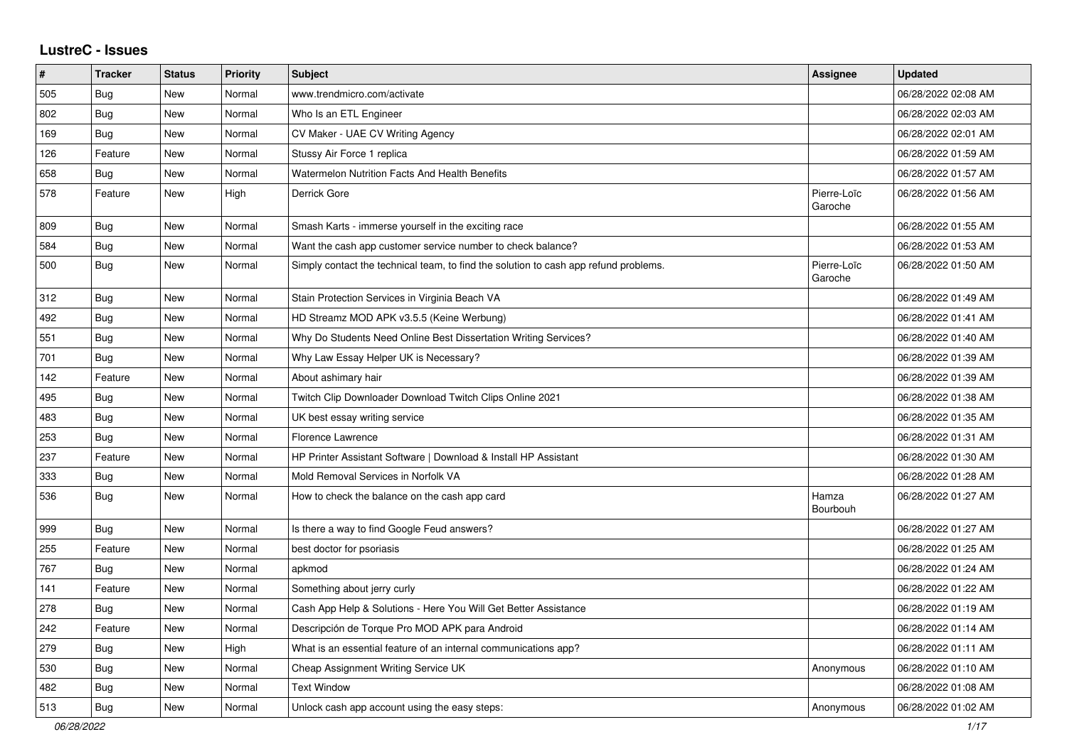# LustreC - Issues

| # | Tracker | Status | Priority | Subject | Assignee | Updated |
|---|---|---|---|---|---|---|
| 505 | Bug | New | Normal | www.trendmicro.com/activate | | 06/28/2022 02:08 AM |
| 802 | Bug | New | Normal | Who Is an ETL Engineer | | 06/28/2022 02:03 AM |
| 169 | Bug | New | Normal | CV Maker - UAE CV Writing Agency | | 06/28/2022 02:01 AM |
| 126 | Feature | New | Normal | Stussy Air Force 1 replica | | 06/28/2022 01:59 AM |
| 658 | Bug | New | Normal | Watermelon Nutrition Facts And Health Benefits | | 06/28/2022 01:57 AM |
| 578 | Feature | New | High | Derrick Gore | Pierre-Loïc Garoche | 06/28/2022 01:56 AM |
| 809 | Bug | New | Normal | Smash Karts - immerse yourself in the exciting race | | 06/28/2022 01:55 AM |
| 584 | Bug | New | Normal | Want the cash app customer service number to check balance? | | 06/28/2022 01:53 AM |
| 500 | Bug | New | Normal | Simply contact the technical team, to find the solution to cash app refund problems. | Pierre-Loïc Garoche | 06/28/2022 01:50 AM |
| 312 | Bug | New | Normal | Stain Protection Services in Virginia Beach VA | | 06/28/2022 01:49 AM |
| 492 | Bug | New | Normal | HD Streamz MOD APK v3.5.5 (Keine Werbung) | | 06/28/2022 01:41 AM |
| 551 | Bug | New | Normal | Why Do Students Need Online Best Dissertation Writing Services? | | 06/28/2022 01:40 AM |
| 701 | Bug | New | Normal | Why Law Essay Helper UK is Necessary? | | 06/28/2022 01:39 AM |
| 142 | Feature | New | Normal | About ashimary hair | | 06/28/2022 01:39 AM |
| 495 | Bug | New | Normal | Twitch Clip Downloader Download Twitch Clips Online 2021 | | 06/28/2022 01:38 AM |
| 483 | Bug | New | Normal | UK best essay writing service | | 06/28/2022 01:35 AM |
| 253 | Bug | New | Normal | Florence Lawrence | | 06/28/2022 01:31 AM |
| 237 | Feature | New | Normal | HP Printer Assistant Software \| Download & Install HP Assistant | | 06/28/2022 01:30 AM |
| 333 | Bug | New | Normal | Mold Removal Services in Norfolk VA | | 06/28/2022 01:28 AM |
| 536 | Bug | New | Normal | How to check the balance on the cash app card | Hamza Bourbouh | 06/28/2022 01:27 AM |
| 999 | Bug | New | Normal | Is there a way to find Google Feud answers? | | 06/28/2022 01:27 AM |
| 255 | Feature | New | Normal | best doctor for psoriasis | | 06/28/2022 01:25 AM |
| 767 | Bug | New | Normal | apkmod | | 06/28/2022 01:24 AM |
| 141 | Feature | New | Normal | Something about jerry curly | | 06/28/2022 01:22 AM |
| 278 | Bug | New | Normal | Cash App Help & Solutions - Here You Will Get Better Assistance | | 06/28/2022 01:19 AM |
| 242 | Feature | New | Normal | Descripción de Torque Pro MOD APK para Android | | 06/28/2022 01:14 AM |
| 279 | Bug | New | High | What is an essential feature of an internal communications app? | | 06/28/2022 01:11 AM |
| 530 | Bug | New | Normal | Cheap Assignment Writing Service UK | Anonymous | 06/28/2022 01:10 AM |
| 482 | Bug | New | Normal | Text Window | | 06/28/2022 01:08 AM |
| 513 | Bug | New | Normal | Unlock cash app account using the easy steps: | Anonymous | 06/28/2022 01:02 AM |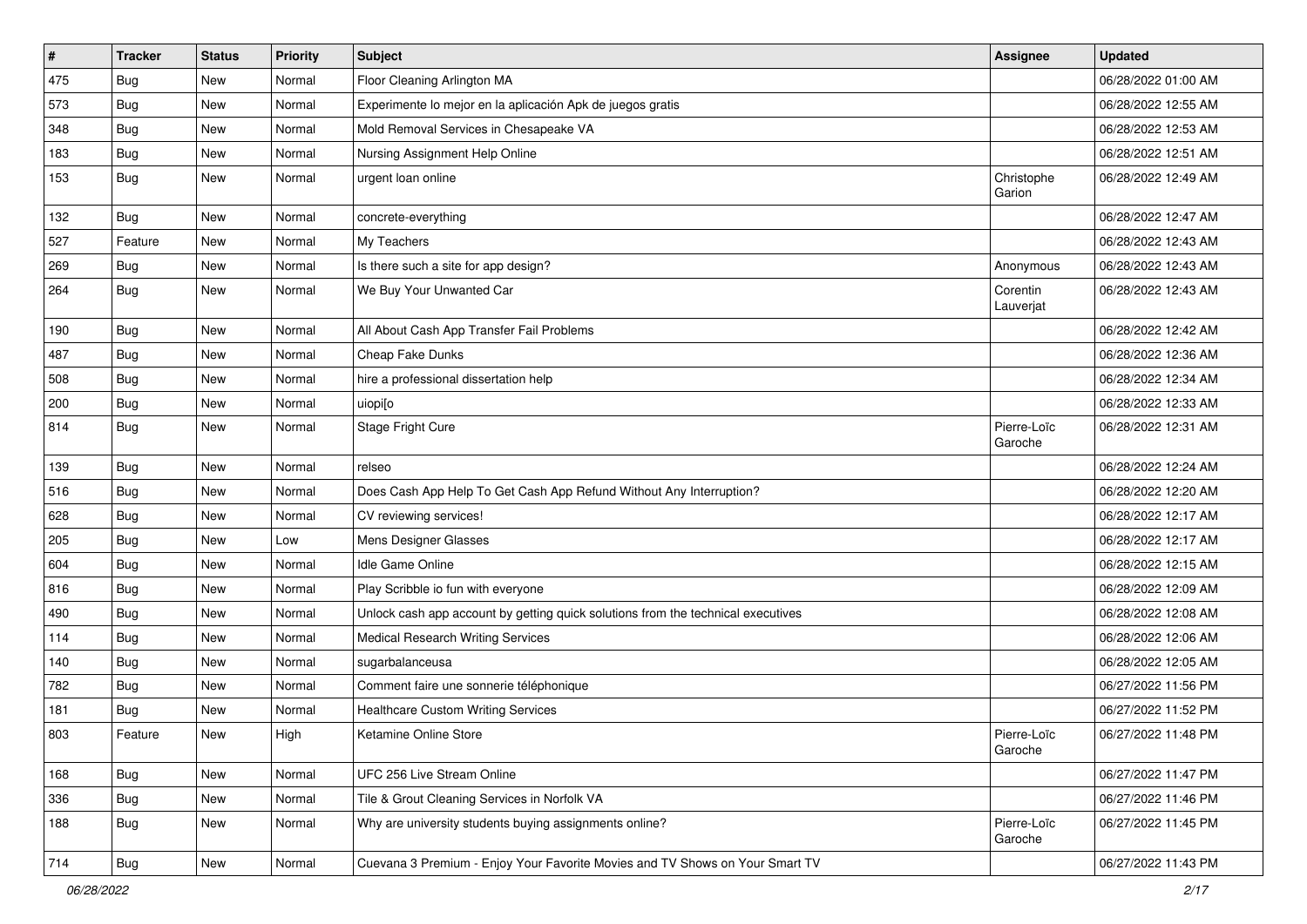| # | Tracker | Status | Priority | Subject | Assignee | Updated |
|---|---|---|---|---|---|---|
| 475 | Bug | New | Normal | Floor Cleaning Arlington MA | | 06/28/2022 01:00 AM |
| 573 | Bug | New | Normal | Experimente lo mejor en la aplicación Apk de juegos gratis | | 06/28/2022 12:55 AM |
| 348 | Bug | New | Normal | Mold Removal Services in Chesapeake VA | | 06/28/2022 12:53 AM |
| 183 | Bug | New | Normal | Nursing Assignment Help Online | | 06/28/2022 12:51 AM |
| 153 | Bug | New | Normal | urgent loan online | Christophe Garion | 06/28/2022 12:49 AM |
| 132 | Bug | New | Normal | concrete-everything | | 06/28/2022 12:47 AM |
| 527 | Feature | New | Normal | My Teachers | | 06/28/2022 12:43 AM |
| 269 | Bug | New | Normal | Is there such a site for app design? | Anonymous | 06/28/2022 12:43 AM |
| 264 | Bug | New | Normal | We Buy Your Unwanted Car | Corentin Lauverjat | 06/28/2022 12:43 AM |
| 190 | Bug | New | Normal | All About Cash App Transfer Fail Problems | | 06/28/2022 12:42 AM |
| 487 | Bug | New | Normal | Cheap Fake Dunks | | 06/28/2022 12:36 AM |
| 508 | Bug | New | Normal | hire a professional dissertation help | | 06/28/2022 12:34 AM |
| 200 | Bug | New | Normal | uiopi[o | | 06/28/2022 12:33 AM |
| 814 | Bug | New | Normal | Stage Fright Cure | Pierre-Loïc Garoche | 06/28/2022 12:31 AM |
| 139 | Bug | New | Normal | relseo | | 06/28/2022 12:24 AM |
| 516 | Bug | New | Normal | Does Cash App Help To Get Cash App Refund Without Any Interruption? | | 06/28/2022 12:20 AM |
| 628 | Bug | New | Normal | CV reviewing services! | | 06/28/2022 12:17 AM |
| 205 | Bug | New | Low | Mens Designer Glasses | | 06/28/2022 12:17 AM |
| 604 | Bug | New | Normal | Idle Game Online | | 06/28/2022 12:15 AM |
| 816 | Bug | New | Normal | Play Scribble io fun with everyone | | 06/28/2022 12:09 AM |
| 490 | Bug | New | Normal | Unlock cash app account by getting quick solutions from the technical executives | | 06/28/2022 12:08 AM |
| 114 | Bug | New | Normal | Medical Research Writing Services | | 06/28/2022 12:06 AM |
| 140 | Bug | New | Normal | sugarbalanceusa | | 06/28/2022 12:05 AM |
| 782 | Bug | New | Normal | Comment faire une sonnerie téléphonique | | 06/27/2022 11:56 PM |
| 181 | Bug | New | Normal | Healthcare Custom Writing Services | | 06/27/2022 11:52 PM |
| 803 | Feature | New | High | Ketamine Online Store | Pierre-Loïc Garoche | 06/27/2022 11:48 PM |
| 168 | Bug | New | Normal | UFC 256 Live Stream Online | | 06/27/2022 11:47 PM |
| 336 | Bug | New | Normal | Tile & Grout Cleaning Services in Norfolk VA | | 06/27/2022 11:46 PM |
| 188 | Bug | New | Normal | Why are university students buying assignments online? | Pierre-Loïc Garoche | 06/27/2022 11:45 PM |
| 714 | Bug | New | Normal | Cuevana 3 Premium - Enjoy Your Favorite Movies and TV Shows on Your Smart TV | | 06/27/2022 11:43 PM |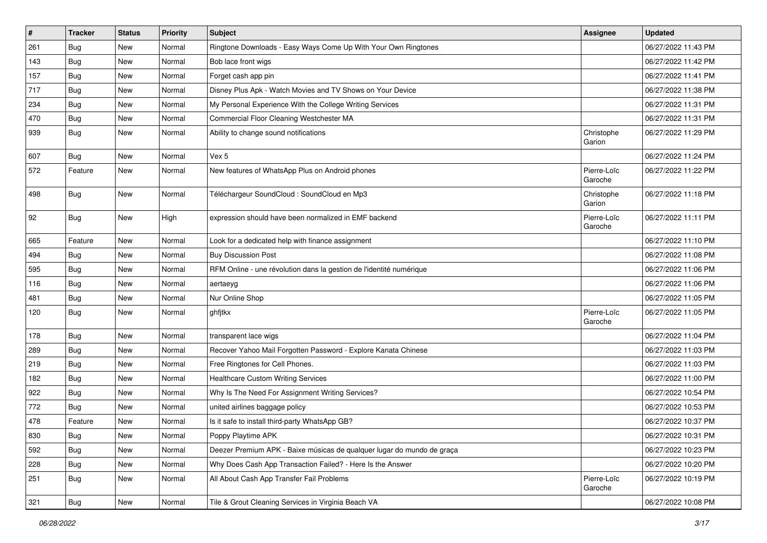| # | Tracker | Status | Priority | Subject | Assignee | Updated |
|---|---|---|---|---|---|---|
| 261 | Bug | New | Normal | Ringtone Downloads - Easy Ways Come Up With Your Own Ringtones | | 06/27/2022 11:43 PM |
| 143 | Bug | New | Normal | Bob lace front wigs | | 06/27/2022 11:42 PM |
| 157 | Bug | New | Normal | Forget cash app pin | | 06/27/2022 11:41 PM |
| 717 | Bug | New | Normal | Disney Plus Apk - Watch Movies and TV Shows on Your Device | | 06/27/2022 11:38 PM |
| 234 | Bug | New | Normal | My Personal Experience With the College Writing Services | | 06/27/2022 11:31 PM |
| 470 | Bug | New | Normal | Commercial Floor Cleaning Westchester MA | | 06/27/2022 11:31 PM |
| 939 | Bug | New | Normal | Ability to change sound notifications | Christophe Garion | 06/27/2022 11:29 PM |
| 607 | Bug | New | Normal | Vex 5 | | 06/27/2022 11:24 PM |
| 572 | Feature | New | Normal | New features of WhatsApp Plus on Android phones | Pierre-Loïc Garoche | 06/27/2022 11:22 PM |
| 498 | Bug | New | Normal | Téléchargeur SoundCloud : SoundCloud en Mp3 | Christophe Garion | 06/27/2022 11:18 PM |
| 92 | Bug | New | High | expression should have been normalized in EMF backend | Pierre-Loïc Garoche | 06/27/2022 11:11 PM |
| 665 | Feature | New | Normal | Look for a dedicated help with finance assignment | | 06/27/2022 11:10 PM |
| 494 | Bug | New | Normal | Buy Discussion Post | | 06/27/2022 11:08 PM |
| 595 | Bug | New | Normal | RFM Online - une révolution dans la gestion de l'identité numérique | | 06/27/2022 11:06 PM |
| 116 | Bug | New | Normal | aertaeyg | | 06/27/2022 11:06 PM |
| 481 | Bug | New | Normal | Nur Online Shop | | 06/27/2022 11:05 PM |
| 120 | Bug | New | Normal | ghfjtkx | Pierre-Loïc Garoche | 06/27/2022 11:05 PM |
| 178 | Bug | New | Normal | transparent lace wigs | | 06/27/2022 11:04 PM |
| 289 | Bug | New | Normal | Recover Yahoo Mail Forgotten Password - Explore Kanata Chinese | | 06/27/2022 11:03 PM |
| 219 | Bug | New | Normal | Free Ringtones for Cell Phones. | | 06/27/2022 11:03 PM |
| 182 | Bug | New | Normal | Healthcare Custom Writing Services | | 06/27/2022 11:00 PM |
| 922 | Bug | New | Normal | Why Is The Need For Assignment Writing Services? | | 06/27/2022 10:54 PM |
| 772 | Bug | New | Normal | united airlines baggage policy | | 06/27/2022 10:53 PM |
| 478 | Feature | New | Normal | Is it safe to install third-party WhatsApp GB? | | 06/27/2022 10:37 PM |
| 830 | Bug | New | Normal | Poppy Playtime APK | | 06/27/2022 10:31 PM |
| 592 | Bug | New | Normal | Deezer Premium APK - Baixe músicas de qualquer lugar do mundo de graça | | 06/27/2022 10:23 PM |
| 228 | Bug | New | Normal | Why Does Cash App Transaction Failed? - Here Is the Answer | | 06/27/2022 10:20 PM |
| 251 | Bug | New | Normal | All About Cash App Transfer Fail Problems | Pierre-Loïc Garoche | 06/27/2022 10:19 PM |
| 321 | Bug | New | Normal | Tile & Grout Cleaning Services in Virginia Beach VA | | 06/27/2022 10:08 PM |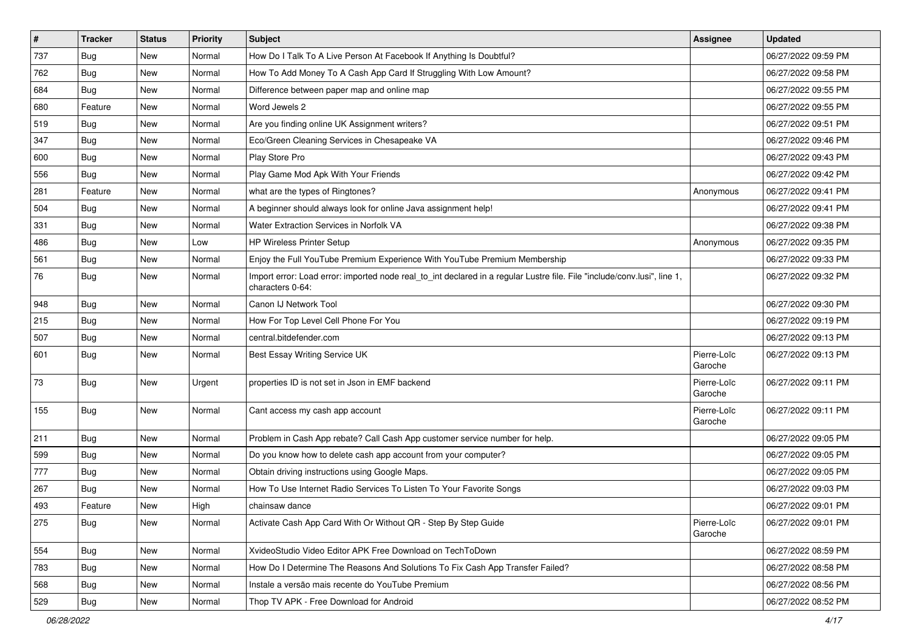| # | Tracker | Status | Priority | Subject | Assignee | Updated |
|---|---|---|---|---|---|---|
| 737 | Bug | New | Normal | How Do I Talk To A Live Person At Facebook If Anything Is Doubtful? | | 06/27/2022 09:59 PM |
| 762 | Bug | New | Normal | How To Add Money To A Cash App Card If Struggling With Low Amount? | | 06/27/2022 09:58 PM |
| 684 | Bug | New | Normal | Difference between paper map and online map | | 06/27/2022 09:55 PM |
| 680 | Feature | New | Normal | Word Jewels 2 | | 06/27/2022 09:55 PM |
| 519 | Bug | New | Normal | Are you finding online UK Assignment writers? | | 06/27/2022 09:51 PM |
| 347 | Bug | New | Normal | Eco/Green Cleaning Services in Chesapeake VA | | 06/27/2022 09:46 PM |
| 600 | Bug | New | Normal | Play Store Pro | | 06/27/2022 09:43 PM |
| 556 | Bug | New | Normal | Play Game Mod Apk With Your Friends | | 06/27/2022 09:42 PM |
| 281 | Feature | New | Normal | what are the types of Ringtones? | Anonymous | 06/27/2022 09:41 PM |
| 504 | Bug | New | Normal | A beginner should always look for online Java assignment help! | | 06/27/2022 09:41 PM |
| 331 | Bug | New | Normal | Water Extraction Services in Norfolk VA | | 06/27/2022 09:38 PM |
| 486 | Bug | New | Low | HP Wireless Printer Setup | Anonymous | 06/27/2022 09:35 PM |
| 561 | Bug | New | Normal | Enjoy the Full YouTube Premium Experience With YouTube Premium Membership | | 06/27/2022 09:33 PM |
| 76 | Bug | New | Normal | Import error: Load error: imported node real_to_int declared in a regular Lustre file. File "include/conv.lusi", line 1, characters 0-64: | | 06/27/2022 09:32 PM |
| 948 | Bug | New | Normal | Canon IJ Network Tool | | 06/27/2022 09:30 PM |
| 215 | Bug | New | Normal | How For Top Level Cell Phone For You | | 06/27/2022 09:19 PM |
| 507 | Bug | New | Normal | central.bitdefender.com | | 06/27/2022 09:13 PM |
| 601 | Bug | New | Normal | Best Essay Writing Service UK | Pierre-Loïc Garoche | 06/27/2022 09:13 PM |
| 73 | Bug | New | Urgent | properties ID is not set in Json in EMF backend | Pierre-Loïc Garoche | 06/27/2022 09:11 PM |
| 155 | Bug | New | Normal | Cant access my cash app account | Pierre-Loïc Garoche | 06/27/2022 09:11 PM |
| 211 | Bug | New | Normal | Problem in Cash App rebate? Call Cash App customer service number for help. | | 06/27/2022 09:05 PM |
| 599 | Bug | New | Normal | Do you know how to delete cash app account from your computer? | | 06/27/2022 09:05 PM |
| 777 | Bug | New | Normal | Obtain driving instructions using Google Maps. | | 06/27/2022 09:05 PM |
| 267 | Bug | New | Normal | How To Use Internet Radio Services To Listen To Your Favorite Songs | | 06/27/2022 09:03 PM |
| 493 | Feature | New | High | chainsaw dance | | 06/27/2022 09:01 PM |
| 275 | Bug | New | Normal | Activate Cash App Card With Or Without QR - Step By Step Guide | Pierre-Loïc Garoche | 06/27/2022 09:01 PM |
| 554 | Bug | New | Normal | XvideoStudio Video Editor APK Free Download on TechToDown | | 06/27/2022 08:59 PM |
| 783 | Bug | New | Normal | How Do I Determine The Reasons And Solutions To Fix Cash App Transfer Failed? | | 06/27/2022 08:58 PM |
| 568 | Bug | New | Normal | Instale a versão mais recente do YouTube Premium | | 06/27/2022 08:56 PM |
| 529 | Bug | New | Normal | Thop TV APK - Free Download for Android | | 06/27/2022 08:52 PM |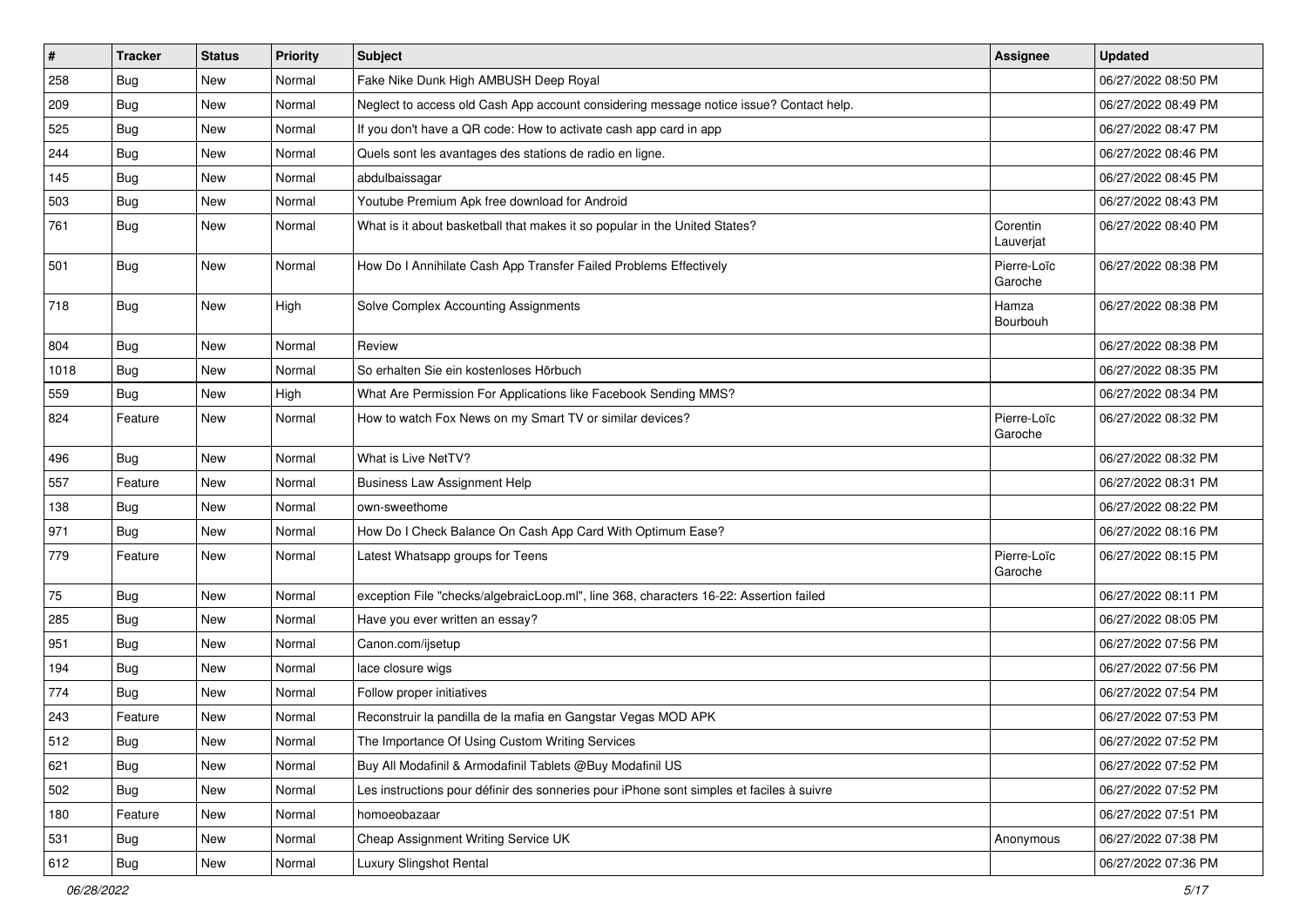| # | Tracker | Status | Priority | Subject | Assignee | Updated |
|---|---|---|---|---|---|---|
| 258 | Bug | New | Normal | Fake Nike Dunk High AMBUSH Deep Royal | | 06/27/2022 08:50 PM |
| 209 | Bug | New | Normal | Neglect to access old Cash App account considering message notice issue? Contact help. | | 06/27/2022 08:49 PM |
| 525 | Bug | New | Normal | If you don't have a QR code: How to activate cash app card in app | | 06/27/2022 08:47 PM |
| 244 | Bug | New | Normal | Quels sont les avantages des stations de radio en ligne. | | 06/27/2022 08:46 PM |
| 145 | Bug | New | Normal | abdulbaissagar | | 06/27/2022 08:45 PM |
| 503 | Bug | New | Normal | Youtube Premium Apk free download for Android | | 06/27/2022 08:43 PM |
| 761 | Bug | New | Normal | What is it about basketball that makes it so popular in the United States? | Corentin Lauverjat | 06/27/2022 08:40 PM |
| 501 | Bug | New | Normal | How Do I Annihilate Cash App Transfer Failed Problems Effectively | Pierre-Loïc Garoche | 06/27/2022 08:38 PM |
| 718 | Bug | New | High | Solve Complex Accounting Assignments | Hamza Bourbouh | 06/27/2022 08:38 PM |
| 804 | Bug | New | Normal | Review | | 06/27/2022 08:38 PM |
| 1018 | Bug | New | Normal | So erhalten Sie ein kostenloses Hörbuch | | 06/27/2022 08:35 PM |
| 559 | Bug | New | High | What Are Permission For Applications like Facebook Sending MMS? | | 06/27/2022 08:34 PM |
| 824 | Feature | New | Normal | How to watch Fox News on my Smart TV or similar devices? | Pierre-Loïc Garoche | 06/27/2022 08:32 PM |
| 496 | Bug | New | Normal | What is Live NetTV? | | 06/27/2022 08:32 PM |
| 557 | Feature | New | Normal | Business Law Assignment Help | | 06/27/2022 08:31 PM |
| 138 | Bug | New | Normal | own-sweethome | | 06/27/2022 08:22 PM |
| 971 | Bug | New | Normal | How Do I Check Balance On Cash App Card With Optimum Ease? | | 06/27/2022 08:16 PM |
| 779 | Feature | New | Normal | Latest Whatsapp groups for Teens | Pierre-Loïc Garoche | 06/27/2022 08:15 PM |
| 75 | Bug | New | Normal | exception File "checks/algebraicLoop.ml", line 368, characters 16-22: Assertion failed | | 06/27/2022 08:11 PM |
| 285 | Bug | New | Normal | Have you ever written an essay? | | 06/27/2022 08:05 PM |
| 951 | Bug | New | Normal | Canon.com/ijsetup | | 06/27/2022 07:56 PM |
| 194 | Bug | New | Normal | lace closure wigs | | 06/27/2022 07:56 PM |
| 774 | Bug | New | Normal | Follow proper initiatives | | 06/27/2022 07:54 PM |
| 243 | Feature | New | Normal | Reconstruir la pandilla de la mafia en Gangstar Vegas MOD APK | | 06/27/2022 07:53 PM |
| 512 | Bug | New | Normal | The Importance Of Using Custom Writing Services | | 06/27/2022 07:52 PM |
| 621 | Bug | New | Normal | Buy All Modafinil & Armodafinil Tablets @Buy Modafinil US | | 06/27/2022 07:52 PM |
| 502 | Bug | New | Normal | Les instructions pour définir des sonneries pour iPhone sont simples et faciles à suivre | | 06/27/2022 07:52 PM |
| 180 | Feature | New | Normal | homoeobazaar | | 06/27/2022 07:51 PM |
| 531 | Bug | New | Normal | Cheap Assignment Writing Service UK | Anonymous | 06/27/2022 07:38 PM |
| 612 | Bug | New | Normal | Luxury Slingshot Rental | | 06/27/2022 07:36 PM |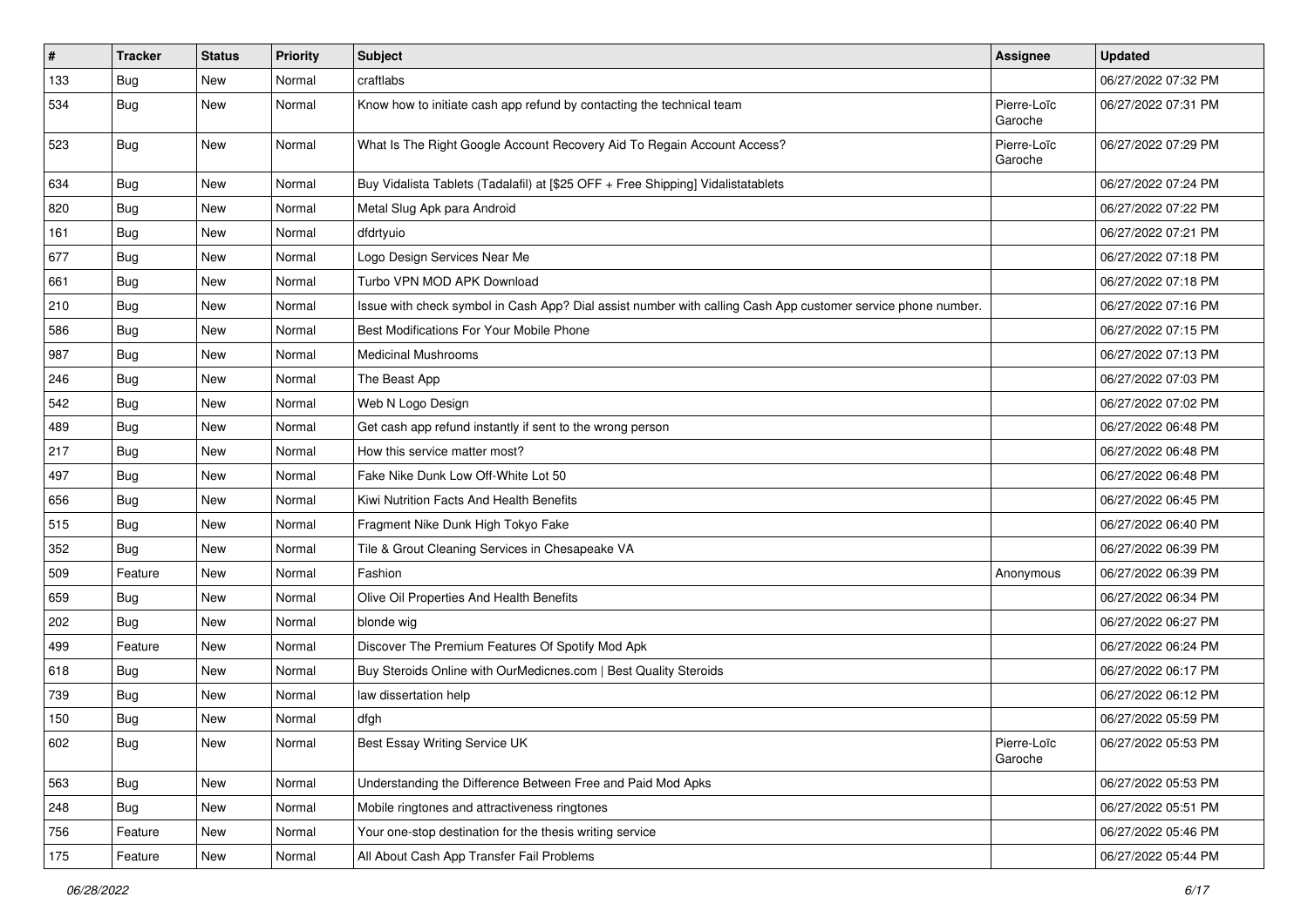| # | Tracker | Status | Priority | Subject | Assignee | Updated |
|---|---|---|---|---|---|---|
| 133 | Bug | New | Normal | craftlabs | | 06/27/2022 07:32 PM |
| 534 | Bug | New | Normal | Know how to initiate cash app refund by contacting the technical team | Pierre-Loïc Garoche | 06/27/2022 07:31 PM |
| 523 | Bug | New | Normal | What Is The Right Google Account Recovery Aid To Regain Account Access? | Pierre-Loïc Garoche | 06/27/2022 07:29 PM |
| 634 | Bug | New | Normal | Buy Vidalista Tablets (Tadalafil) at [$25 OFF + Free Shipping] Vidalistatablets | | 06/27/2022 07:24 PM |
| 820 | Bug | New | Normal | Metal Slug Apk para Android | | 06/27/2022 07:22 PM |
| 161 | Bug | New | Normal | dfdrtyuio | | 06/27/2022 07:21 PM |
| 677 | Bug | New | Normal | Logo Design Services Near Me | | 06/27/2022 07:18 PM |
| 661 | Bug | New | Normal | Turbo VPN MOD APK Download | | 06/27/2022 07:18 PM |
| 210 | Bug | New | Normal | Issue with check symbol in Cash App? Dial assist number with calling Cash App customer service phone number. | | 06/27/2022 07:16 PM |
| 586 | Bug | New | Normal | Best Modifications For Your Mobile Phone | | 06/27/2022 07:15 PM |
| 987 | Bug | New | Normal | Medicinal Mushrooms | | 06/27/2022 07:13 PM |
| 246 | Bug | New | Normal | The Beast App | | 06/27/2022 07:03 PM |
| 542 | Bug | New | Normal | Web N Logo Design | | 06/27/2022 07:02 PM |
| 489 | Bug | New | Normal | Get cash app refund instantly if sent to the wrong person | | 06/27/2022 06:48 PM |
| 217 | Bug | New | Normal | How this service matter most? | | 06/27/2022 06:48 PM |
| 497 | Bug | New | Normal | Fake Nike Dunk Low Off-White Lot 50 | | 06/27/2022 06:48 PM |
| 656 | Bug | New | Normal | Kiwi Nutrition Facts And Health Benefits | | 06/27/2022 06:45 PM |
| 515 | Bug | New | Normal | Fragment Nike Dunk High Tokyo Fake | | 06/27/2022 06:40 PM |
| 352 | Bug | New | Normal | Tile & Grout Cleaning Services in Chesapeake VA | | 06/27/2022 06:39 PM |
| 509 | Feature | New | Normal | Fashion | Anonymous | 06/27/2022 06:39 PM |
| 659 | Bug | New | Normal | Olive Oil Properties And Health Benefits | | 06/27/2022 06:34 PM |
| 202 | Bug | New | Normal | blonde wig | | 06/27/2022 06:27 PM |
| 499 | Feature | New | Normal | Discover The Premium Features Of Spotify Mod Apk | | 06/27/2022 06:24 PM |
| 618 | Bug | New | Normal | Buy Steroids Online with OurMedicnes.com \| Best Quality Steroids | | 06/27/2022 06:17 PM |
| 739 | Bug | New | Normal | law dissertation help | | 06/27/2022 06:12 PM |
| 150 | Bug | New | Normal | dfgh | | 06/27/2022 05:59 PM |
| 602 | Bug | New | Normal | Best Essay Writing Service UK | Pierre-Loïc Garoche | 06/27/2022 05:53 PM |
| 563 | Bug | New | Normal | Understanding the Difference Between Free and Paid Mod Apks | | 06/27/2022 05:53 PM |
| 248 | Bug | New | Normal | Mobile ringtones and attractiveness ringtones | | 06/27/2022 05:51 PM |
| 756 | Feature | New | Normal | Your one-stop destination for the thesis writing service | | 06/27/2022 05:46 PM |
| 175 | Feature | New | Normal | All About Cash App Transfer Fail Problems | | 06/27/2022 05:44 PM |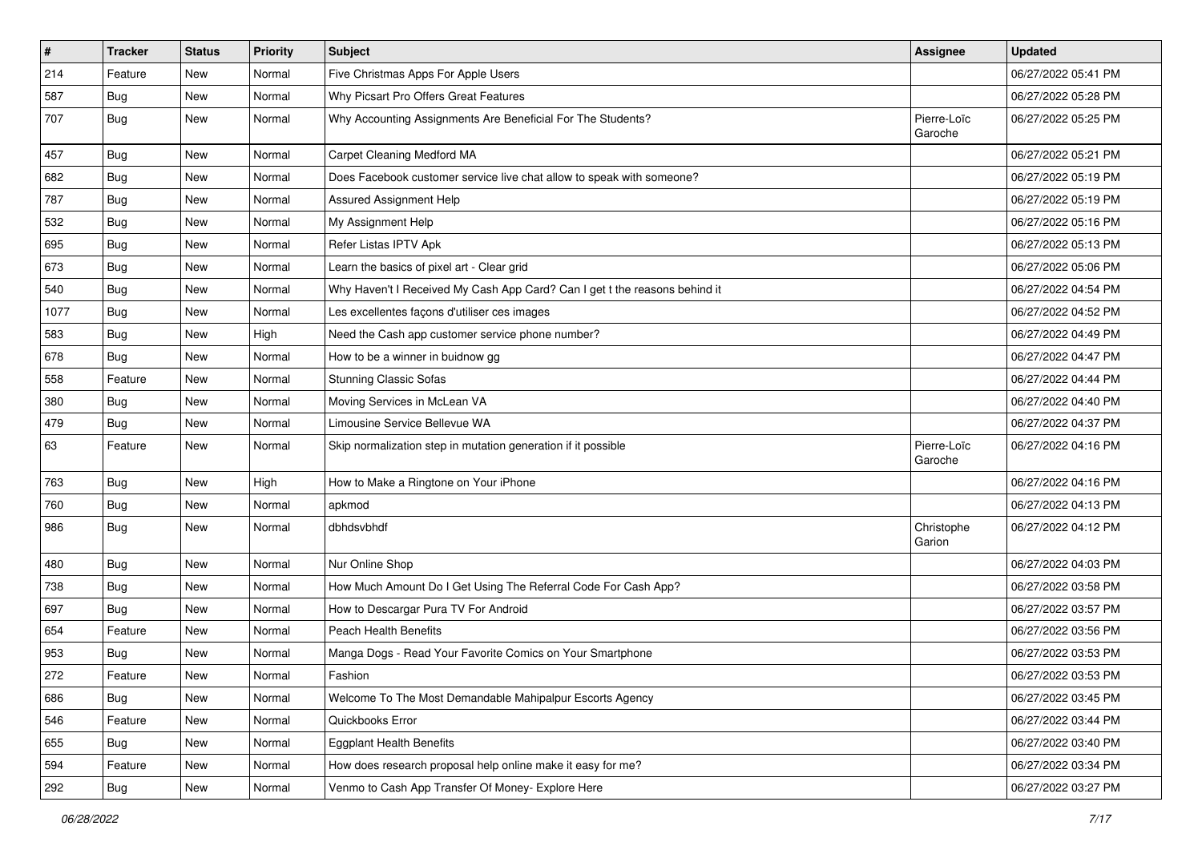| # | Tracker | Status | Priority | Subject | Assignee | Updated |
|---|---|---|---|---|---|---|
| 214 | Feature | New | Normal | Five Christmas Apps For Apple Users | | 06/27/2022 05:41 PM |
| 587 | Bug | New | Normal | Why Picsart Pro Offers Great Features | | 06/27/2022 05:28 PM |
| 707 | Bug | New | Normal | Why Accounting Assignments Are Beneficial For The Students? | Pierre-Loïc Garoche | 06/27/2022 05:25 PM |
| 457 | Bug | New | Normal | Carpet Cleaning Medford MA | | 06/27/2022 05:21 PM |
| 682 | Bug | New | Normal | Does Facebook customer service live chat allow to speak with someone? | | 06/27/2022 05:19 PM |
| 787 | Bug | New | Normal | Assured Assignment Help | | 06/27/2022 05:19 PM |
| 532 | Bug | New | Normal | My Assignment Help | | 06/27/2022 05:16 PM |
| 695 | Bug | New | Normal | Refer Listas IPTV Apk | | 06/27/2022 05:13 PM |
| 673 | Bug | New | Normal | Learn the basics of pixel art - Clear grid | | 06/27/2022 05:06 PM |
| 540 | Bug | New | Normal | Why Haven't I Received My Cash App Card? Can I get t the reasons behind it | | 06/27/2022 04:54 PM |
| 1077 | Bug | New | Normal | Les excellentes façons d'utiliser ces images | | 06/27/2022 04:52 PM |
| 583 | Bug | New | High | Need the Cash app customer service phone number? | | 06/27/2022 04:49 PM |
| 678 | Bug | New | Normal | How to be a winner in buidnow gg | | 06/27/2022 04:47 PM |
| 558 | Feature | New | Normal | Stunning Classic Sofas | | 06/27/2022 04:44 PM |
| 380 | Bug | New | Normal | Moving Services in McLean VA | | 06/27/2022 04:40 PM |
| 479 | Bug | New | Normal | Limousine Service Bellevue WA | | 06/27/2022 04:37 PM |
| 63 | Feature | New | Normal | Skip normalization step in mutation generation if it possible | Pierre-Loïc Garoche | 06/27/2022 04:16 PM |
| 763 | Bug | New | High | How to Make a Ringtone on Your iPhone | | 06/27/2022 04:16 PM |
| 760 | Bug | New | Normal | apkmod | | 06/27/2022 04:13 PM |
| 986 | Bug | New | Normal | dbhdsvbhdf | Christophe Garion | 06/27/2022 04:12 PM |
| 480 | Bug | New | Normal | Nur Online Shop | | 06/27/2022 04:03 PM |
| 738 | Bug | New | Normal | How Much Amount Do I Get Using The Referral Code For Cash App? | | 06/27/2022 03:58 PM |
| 697 | Bug | New | Normal | How to Descargar Pura TV For Android | | 06/27/2022 03:57 PM |
| 654 | Feature | New | Normal | Peach Health Benefits | | 06/27/2022 03:56 PM |
| 953 | Bug | New | Normal | Manga Dogs - Read Your Favorite Comics on Your Smartphone | | 06/27/2022 03:53 PM |
| 272 | Feature | New | Normal | Fashion | | 06/27/2022 03:53 PM |
| 686 | Bug | New | Normal | Welcome To The Most Demandable Mahipalpur Escorts Agency | | 06/27/2022 03:45 PM |
| 546 | Feature | New | Normal | Quickbooks Error | | 06/27/2022 03:44 PM |
| 655 | Bug | New | Normal | Eggplant Health Benefits | | 06/27/2022 03:40 PM |
| 594 | Feature | New | Normal | How does research proposal help online make it easy for me? | | 06/27/2022 03:34 PM |
| 292 | Bug | New | Normal | Venmo to Cash App Transfer Of Money- Explore Here | | 06/27/2022 03:27 PM |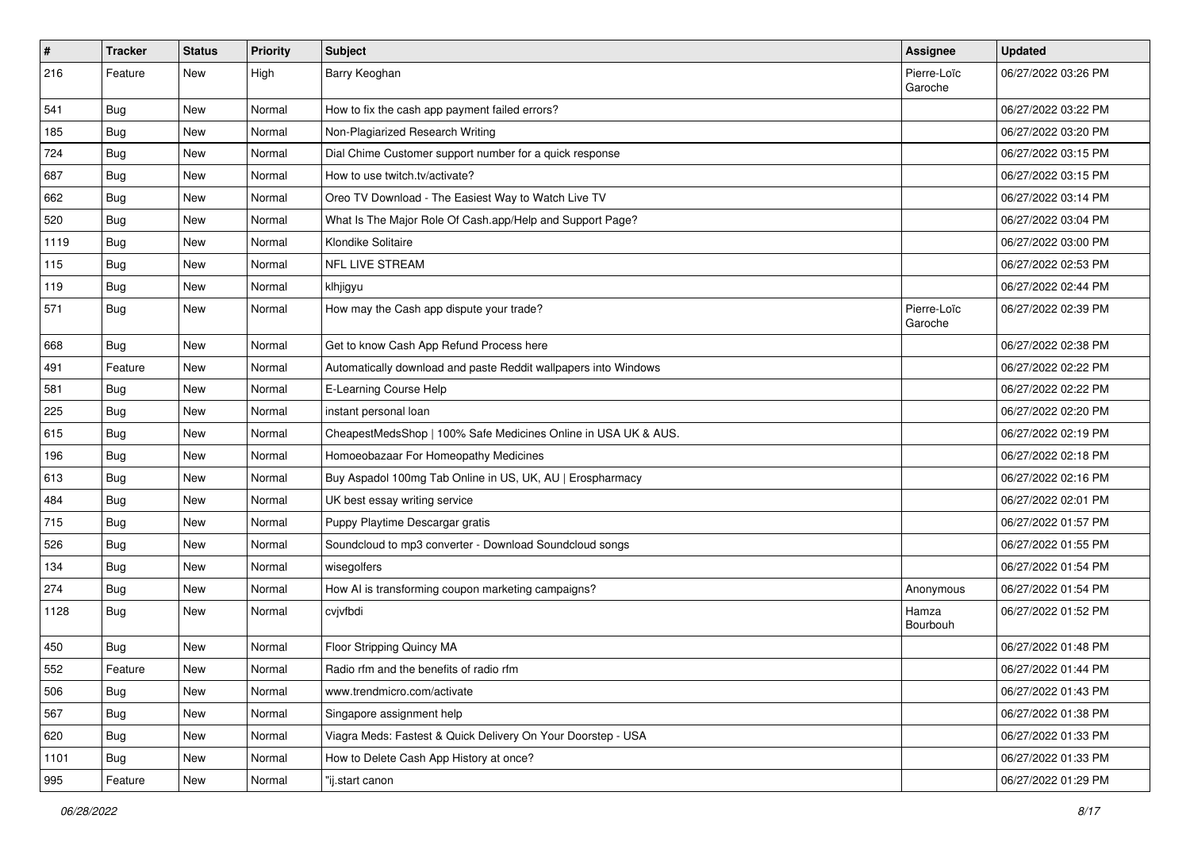| # | Tracker | Status | Priority | Subject | Assignee | Updated |
| --- | --- | --- | --- | --- | --- | --- |
| 216 | Feature | New | High | Barry Keoghan | Pierre-Loïc Garoche | 06/27/2022 03:26 PM |
| 541 | Bug | New | Normal | How to fix the cash app payment failed errors? | | 06/27/2022 03:22 PM |
| 185 | Bug | New | Normal | Non-Plagiarized Research Writing | | 06/27/2022 03:20 PM |
| 724 | Bug | New | Normal | Dial Chime Customer support number for a quick response | | 06/27/2022 03:15 PM |
| 687 | Bug | New | Normal | How to use twitch.tv/activate? | | 06/27/2022 03:15 PM |
| 662 | Bug | New | Normal | Oreo TV Download - The Easiest Way to Watch Live TV | | 06/27/2022 03:14 PM |
| 520 | Bug | New | Normal | What Is The Major Role Of Cash.app/Help and Support Page? | | 06/27/2022 03:04 PM |
| 1119 | Bug | New | Normal | Klondike Solitaire | | 06/27/2022 03:00 PM |
| 115 | Bug | New | Normal | NFL LIVE STREAM | | 06/27/2022 02:53 PM |
| 119 | Bug | New | Normal | klhjigyu | | 06/27/2022 02:44 PM |
| 571 | Bug | New | Normal | How may the Cash app dispute your trade? | Pierre-Loïc Garoche | 06/27/2022 02:39 PM |
| 668 | Bug | New | Normal | Get to know Cash App Refund Process here | | 06/27/2022 02:38 PM |
| 491 | Feature | New | Normal | Automatically download and paste Reddit wallpapers into Windows | | 06/27/2022 02:22 PM |
| 581 | Bug | New | Normal | E-Learning Course Help | | 06/27/2022 02:22 PM |
| 225 | Bug | New | Normal | instant personal loan | | 06/27/2022 02:20 PM |
| 615 | Bug | New | Normal | CheapestMedsShop \| 100% Safe Medicines Online in USA UK & AUS. | | 06/27/2022 02:19 PM |
| 196 | Bug | New | Normal | Homoeobazaar For Homeopathy Medicines | | 06/27/2022 02:18 PM |
| 613 | Bug | New | Normal | Buy Aspadol 100mg Tab Online in US, UK, AU \| Erospharmacy | | 06/27/2022 02:16 PM |
| 484 | Bug | New | Normal | UK best essay writing service | | 06/27/2022 02:01 PM |
| 715 | Bug | New | Normal | Puppy Playtime Descargar gratis | | 06/27/2022 01:57 PM |
| 526 | Bug | New | Normal | Soundcloud to mp3 converter - Download Soundcloud songs | | 06/27/2022 01:55 PM |
| 134 | Bug | New | Normal | wisegolfers | | 06/27/2022 01:54 PM |
| 274 | Bug | New | Normal | How AI is transforming coupon marketing campaigns? | Anonymous | 06/27/2022 01:54 PM |
| 1128 | Bug | New | Normal | cvjvfbdi | Hamza Bourbouh | 06/27/2022 01:52 PM |
| 450 | Bug | New | Normal | Floor Stripping Quincy MA | | 06/27/2022 01:48 PM |
| 552 | Feature | New | Normal | Radio rfm and the benefits of radio rfm | | 06/27/2022 01:44 PM |
| 506 | Bug | New | Normal | www.trendmicro.com/activate | | 06/27/2022 01:43 PM |
| 567 | Bug | New | Normal | Singapore assignment help | | 06/27/2022 01:38 PM |
| 620 | Bug | New | Normal | Viagra Meds: Fastest & Quick Delivery On Your Doorstep - USA | | 06/27/2022 01:33 PM |
| 1101 | Bug | New | Normal | How to Delete Cash App History at once? | | 06/27/2022 01:33 PM |
| 995 | Feature | New | Normal | "ij.start canon | | 06/27/2022 01:29 PM |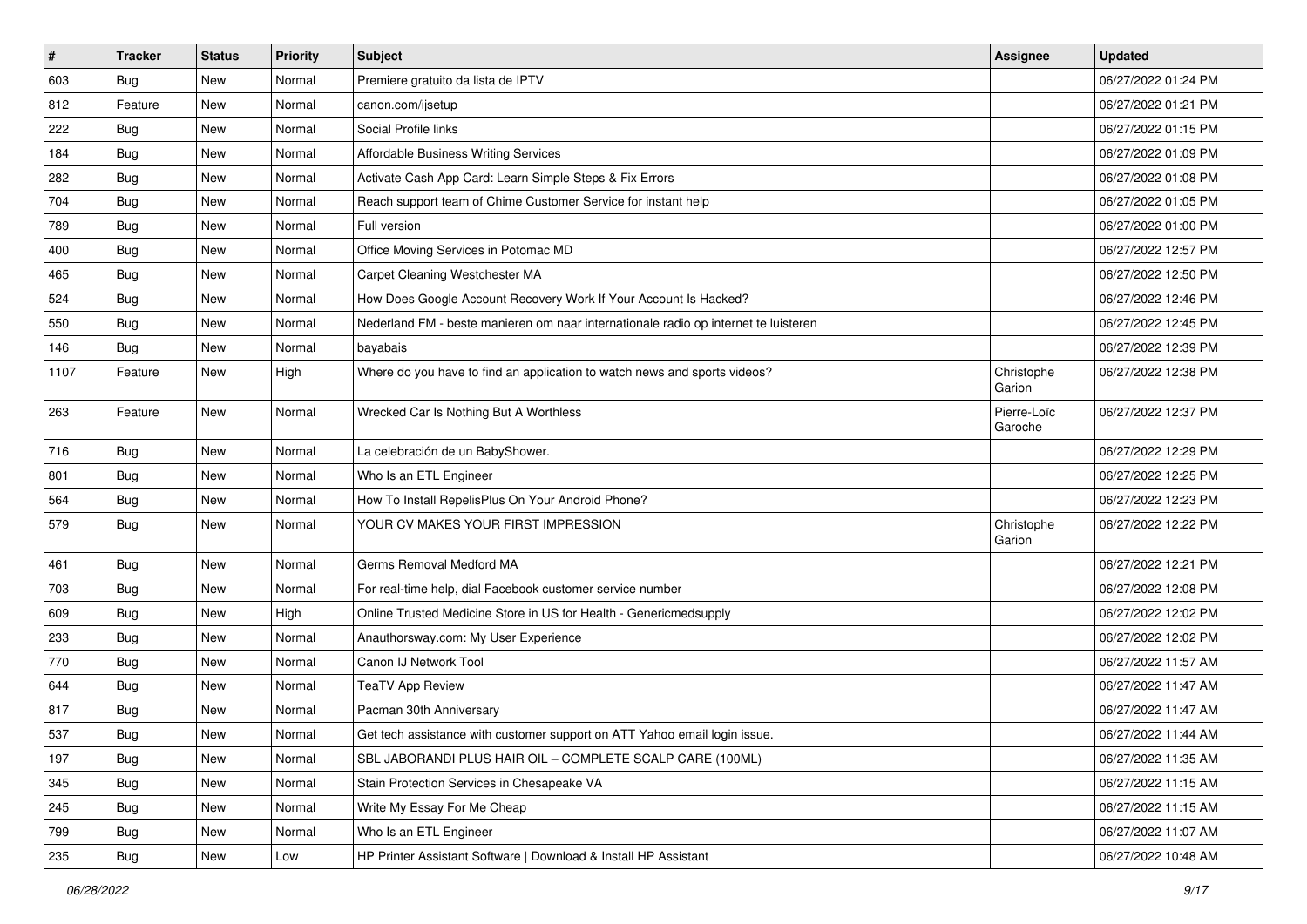| # | Tracker | Status | Priority | Subject | Assignee | Updated |
|---|---|---|---|---|---|---|
| 603 | Bug | New | Normal | Premiere gratuito da lista de IPTV | | 06/27/2022 01:24 PM |
| 812 | Feature | New | Normal | canon.com/ijsetup | | 06/27/2022 01:21 PM |
| 222 | Bug | New | Normal | Social Profile links | | 06/27/2022 01:15 PM |
| 184 | Bug | New | Normal | Affordable Business Writing Services | | 06/27/2022 01:09 PM |
| 282 | Bug | New | Normal | Activate Cash App Card: Learn Simple Steps & Fix Errors | | 06/27/2022 01:08 PM |
| 704 | Bug | New | Normal | Reach support team of Chime Customer Service for instant help | | 06/27/2022 01:05 PM |
| 789 | Bug | New | Normal | Full version | | 06/27/2022 01:00 PM |
| 400 | Bug | New | Normal | Office Moving Services in Potomac MD | | 06/27/2022 12:57 PM |
| 465 | Bug | New | Normal | Carpet Cleaning Westchester MA | | 06/27/2022 12:50 PM |
| 524 | Bug | New | Normal | How Does Google Account Recovery Work If Your Account Is Hacked? | | 06/27/2022 12:46 PM |
| 550 | Bug | New | Normal | Nederland FM - beste manieren om naar internationale radio op internet te luisteren | | 06/27/2022 12:45 PM |
| 146 | Bug | New | Normal | bayabais | | 06/27/2022 12:39 PM |
| 1107 | Feature | New | High | Where do you have to find an application to watch news and sports videos? | Christophe Garion | 06/27/2022 12:38 PM |
| 263 | Feature | New | Normal | Wrecked Car Is Nothing But A Worthless | Pierre-Loïc Garoche | 06/27/2022 12:37 PM |
| 716 | Bug | New | Normal | La celebración de un BabyShower. | | 06/27/2022 12:29 PM |
| 801 | Bug | New | Normal | Who Is an ETL Engineer | | 06/27/2022 12:25 PM |
| 564 | Bug | New | Normal | How To Install RepelisPlus On Your Android Phone? | | 06/27/2022 12:23 PM |
| 579 | Bug | New | Normal | YOUR CV MAKES YOUR FIRST IMPRESSION | Christophe Garion | 06/27/2022 12:22 PM |
| 461 | Bug | New | Normal | Germs Removal Medford MA | | 06/27/2022 12:21 PM |
| 703 | Bug | New | Normal | For real-time help, dial Facebook customer service number | | 06/27/2022 12:08 PM |
| 609 | Bug | New | High | Online Trusted Medicine Store in US for Health - Genericmedsupply | | 06/27/2022 12:02 PM |
| 233 | Bug | New | Normal | Anauthorsway.com: My User Experience | | 06/27/2022 12:02 PM |
| 770 | Bug | New | Normal | Canon IJ Network Tool | | 06/27/2022 11:57 AM |
| 644 | Bug | New | Normal | TeaTV App Review | | 06/27/2022 11:47 AM |
| 817 | Bug | New | Normal | Pacman 30th Anniversary | | 06/27/2022 11:47 AM |
| 537 | Bug | New | Normal | Get tech assistance with customer support on ATT Yahoo email login issue. | | 06/27/2022 11:44 AM |
| 197 | Bug | New | Normal | SBL JABORANDI PLUS HAIR OIL – COMPLETE SCALP CARE (100ML) | | 06/27/2022 11:35 AM |
| 345 | Bug | New | Normal | Stain Protection Services in Chesapeake VA | | 06/27/2022 11:15 AM |
| 245 | Bug | New | Normal | Write My Essay For Me Cheap | | 06/27/2022 11:15 AM |
| 799 | Bug | New | Normal | Who Is an ETL Engineer | | 06/27/2022 11:07 AM |
| 235 | Bug | New | Low | HP Printer Assistant Software \| Download & Install HP Assistant | | 06/27/2022 10:48 AM |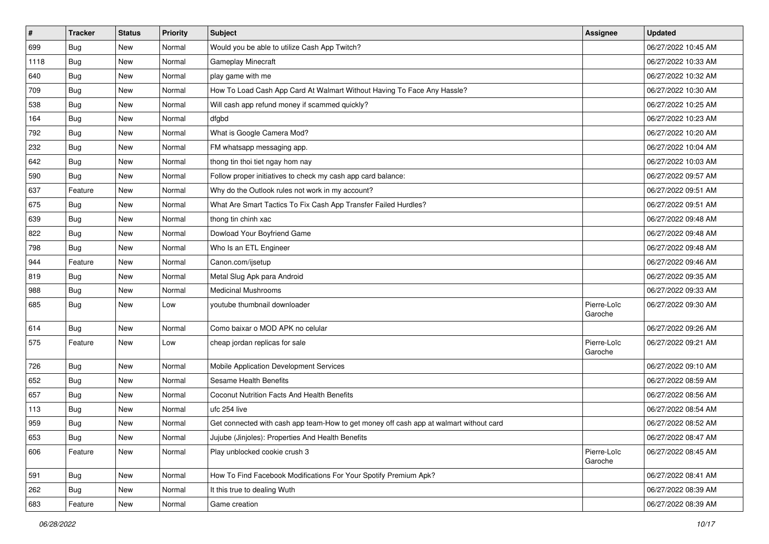| # | Tracker | Status | Priority | Subject | Assignee | Updated |
|---|---|---|---|---|---|---|
| 699 | Bug | New | Normal | Would you be able to utilize Cash App Twitch? | | 06/27/2022 10:45 AM |
| 1118 | Bug | New | Normal | Gameplay Minecraft | | 06/27/2022 10:33 AM |
| 640 | Bug | New | Normal | play game with me | | 06/27/2022 10:32 AM |
| 709 | Bug | New | Normal | How To Load Cash App Card At Walmart Without Having To Face Any Hassle? | | 06/27/2022 10:30 AM |
| 538 | Bug | New | Normal | Will cash app refund money if scammed quickly? | | 06/27/2022 10:25 AM |
| 164 | Bug | New | Normal | dfgbd | | 06/27/2022 10:23 AM |
| 792 | Bug | New | Normal | What is Google Camera Mod? | | 06/27/2022 10:20 AM |
| 232 | Bug | New | Normal | FM whatsapp messaging app. | | 06/27/2022 10:04 AM |
| 642 | Bug | New | Normal | thong tin thoi tiet ngay hom nay | | 06/27/2022 10:03 AM |
| 590 | Bug | New | Normal | Follow proper initiatives to check my cash app card balance: | | 06/27/2022 09:57 AM |
| 637 | Feature | New | Normal | Why do the Outlook rules not work in my account? | | 06/27/2022 09:51 AM |
| 675 | Bug | New | Normal | What Are Smart Tactics To Fix Cash App Transfer Failed Hurdles? | | 06/27/2022 09:51 AM |
| 639 | Bug | New | Normal | thong tin chinh xac | | 06/27/2022 09:48 AM |
| 822 | Bug | New | Normal | Dowload Your Boyfriend Game | | 06/27/2022 09:48 AM |
| 798 | Bug | New | Normal | Who Is an ETL Engineer | | 06/27/2022 09:48 AM |
| 944 | Feature | New | Normal | Canon.com/ijsetup | | 06/27/2022 09:46 AM |
| 819 | Bug | New | Normal | Metal Slug Apk para Android | | 06/27/2022 09:35 AM |
| 988 | Bug | New | Normal | Medicinal Mushrooms | | 06/27/2022 09:33 AM |
| 685 | Bug | New | Low | youtube thumbnail downloader | Pierre-Loïc Garoche | 06/27/2022 09:30 AM |
| 614 | Bug | New | Normal | Como baixar o MOD APK no celular | | 06/27/2022 09:26 AM |
| 575 | Feature | New | Low | cheap jordan replicas for sale | Pierre-Loïc Garoche | 06/27/2022 09:21 AM |
| 726 | Bug | New | Normal | Mobile Application Development Services | | 06/27/2022 09:10 AM |
| 652 | Bug | New | Normal | Sesame Health Benefits | | 06/27/2022 08:59 AM |
| 657 | Bug | New | Normal | Coconut Nutrition Facts And Health Benefits | | 06/27/2022 08:56 AM |
| 113 | Bug | New | Normal | ufc 254 live | | 06/27/2022 08:54 AM |
| 959 | Bug | New | Normal | Get connected with cash app team-How to get money off cash app at walmart without card | | 06/27/2022 08:52 AM |
| 653 | Bug | New | Normal | Jujube (Jinjoles): Properties And Health Benefits | | 06/27/2022 08:47 AM |
| 606 | Feature | New | Normal | Play unblocked cookie crush 3 | Pierre-Loïc Garoche | 06/27/2022 08:45 AM |
| 591 | Bug | New | Normal | How To Find Facebook Modifications For Your Spotify Premium Apk? | | 06/27/2022 08:41 AM |
| 262 | Bug | New | Normal | It this true to dealing Wuth | | 06/27/2022 08:39 AM |
| 683 | Feature | New | Normal | Game creation | | 06/27/2022 08:39 AM |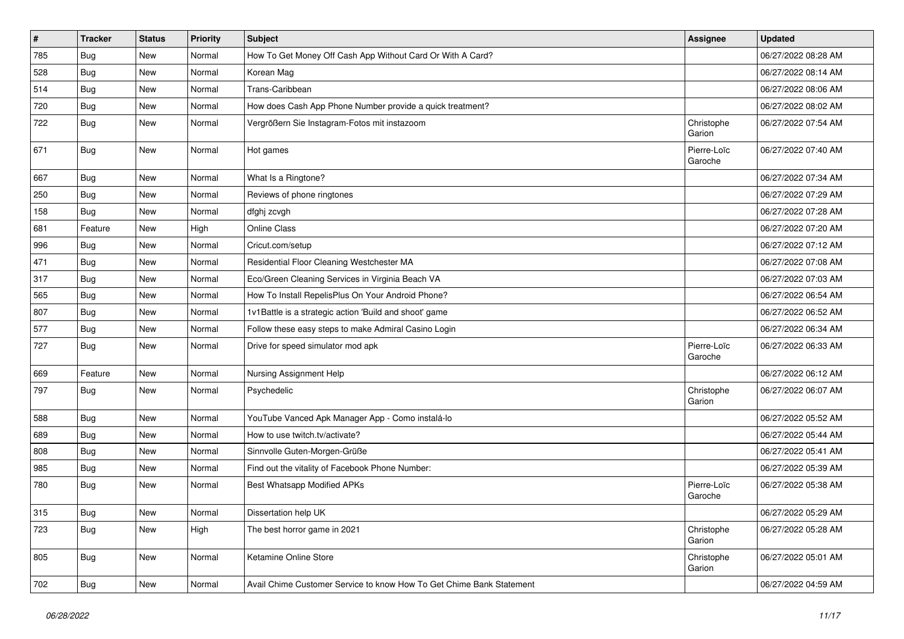| # | Tracker | Status | Priority | Subject | Assignee | Updated |
|---|---|---|---|---|---|---|
| 785 | Bug | New | Normal | How To Get Money Off Cash App Without Card Or With A Card? | | 06/27/2022 08:28 AM |
| 528 | Bug | New | Normal | Korean Mag | | 06/27/2022 08:14 AM |
| 514 | Bug | New | Normal | Trans-Caribbean | | 06/27/2022 08:06 AM |
| 720 | Bug | New | Normal | How does Cash App Phone Number provide a quick treatment? | | 06/27/2022 08:02 AM |
| 722 | Bug | New | Normal | Vergrößern Sie Instagram-Fotos mit instazoom | Christophe Garion | 06/27/2022 07:54 AM |
| 671 | Bug | New | Normal | Hot games | Pierre-Loïc Garoche | 06/27/2022 07:40 AM |
| 667 | Bug | New | Normal | What Is a Ringtone? | | 06/27/2022 07:34 AM |
| 250 | Bug | New | Normal | Reviews of phone ringtones | | 06/27/2022 07:29 AM |
| 158 | Bug | New | Normal | dfghj zcvgh | | 06/27/2022 07:28 AM |
| 681 | Feature | New | High | Online Class | | 06/27/2022 07:20 AM |
| 996 | Bug | New | Normal | Cricut.com/setup | | 06/27/2022 07:12 AM |
| 471 | Bug | New | Normal | Residential Floor Cleaning Westchester MA | | 06/27/2022 07:08 AM |
| 317 | Bug | New | Normal | Eco/Green Cleaning Services in Virginia Beach VA | | 06/27/2022 07:03 AM |
| 565 | Bug | New | Normal | How To Install RepelisPlus On Your Android Phone? | | 06/27/2022 06:54 AM |
| 807 | Bug | New | Normal | 1v1Battle is a strategic action 'Build and shoot' game | | 06/27/2022 06:52 AM |
| 577 | Bug | New | Normal | Follow these easy steps to make Admiral Casino Login | | 06/27/2022 06:34 AM |
| 727 | Bug | New | Normal | Drive for speed simulator mod apk | Pierre-Loïc Garoche | 06/27/2022 06:33 AM |
| 669 | Feature | New | Normal | Nursing Assignment Help | | 06/27/2022 06:12 AM |
| 797 | Bug | New | Normal | Psychedelic | Christophe Garion | 06/27/2022 06:07 AM |
| 588 | Bug | New | Normal | YouTube Vanced Apk Manager App - Como instalá-lo | | 06/27/2022 05:52 AM |
| 689 | Bug | New | Normal | How to use twitch.tv/activate? | | 06/27/2022 05:44 AM |
| 808 | Bug | New | Normal | Sinnvolle Guten-Morgen-Grüße | | 06/27/2022 05:41 AM |
| 985 | Bug | New | Normal | Find out the vitality of Facebook Phone Number: | | 06/27/2022 05:39 AM |
| 780 | Bug | New | Normal | Best Whatsapp Modified APKs | Pierre-Loïc Garoche | 06/27/2022 05:38 AM |
| 315 | Bug | New | Normal | Dissertation help UK | | 06/27/2022 05:29 AM |
| 723 | Bug | New | High | The best horror game in 2021 | Christophe Garion | 06/27/2022 05:28 AM |
| 805 | Bug | New | Normal | Ketamine Online Store | Christophe Garion | 06/27/2022 05:01 AM |
| 702 | Bug | New | Normal | Avail Chime Customer Service to know How To Get Chime Bank Statement | | 06/27/2022 04:59 AM |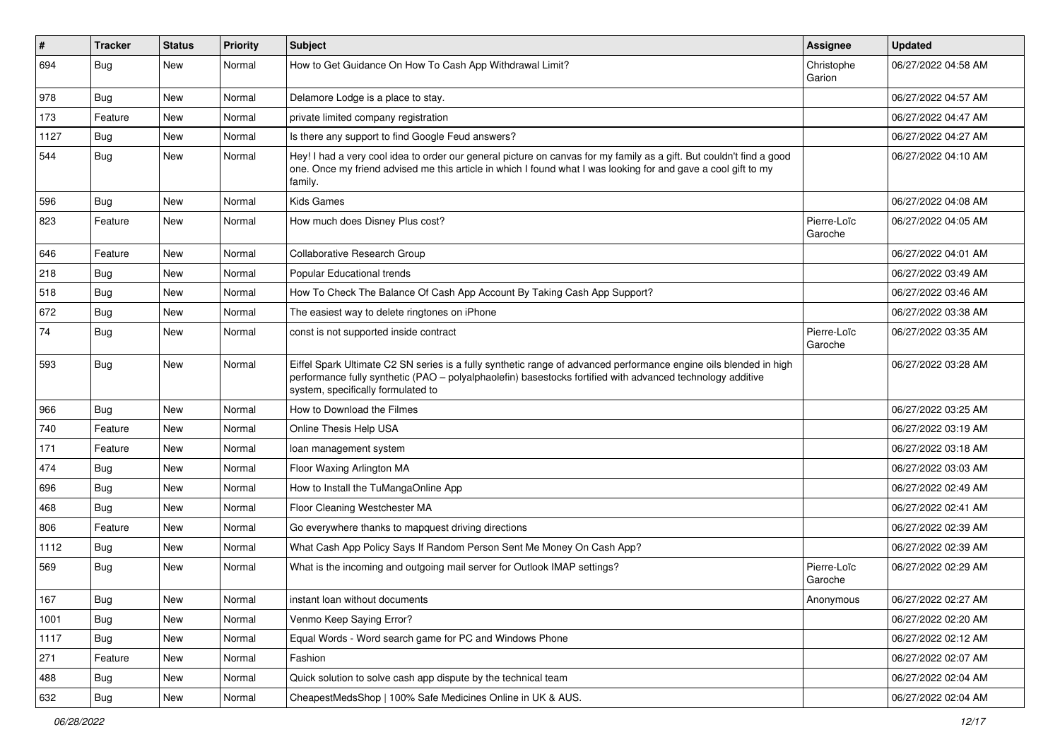| # | Tracker | Status | Priority | Subject | Assignee | Updated |
|---|---|---|---|---|---|---|
| 694 | Bug | New | Normal | How to Get Guidance On How To Cash App Withdrawal Limit? | Christophe Garion | 06/27/2022 04:58 AM |
| 978 | Bug | New | Normal | Delamore Lodge is a place to stay. | | 06/27/2022 04:57 AM |
| 173 | Feature | New | Normal | private limited company registration | | 06/27/2022 04:47 AM |
| 1127 | Bug | New | Normal | Is there any support to find Google Feud answers? | | 06/27/2022 04:27 AM |
| 544 | Bug | New | Normal | Hey! I had a very cool idea to order our general picture on canvas for my family as a gift. But couldn't find a good one. Once my friend advised me this article in which I found what I was looking for and gave a cool gift to my family. | | 06/27/2022 04:10 AM |
| 596 | Bug | New | Normal | Kids Games | | 06/27/2022 04:08 AM |
| 823 | Feature | New | Normal | How much does Disney Plus cost? | Pierre-Loïc Garoche | 06/27/2022 04:05 AM |
| 646 | Feature | New | Normal | Collaborative Research Group | | 06/27/2022 04:01 AM |
| 218 | Bug | New | Normal | Popular Educational trends | | 06/27/2022 03:49 AM |
| 518 | Bug | New | Normal | How To Check The Balance Of Cash App Account By Taking Cash App Support? | | 06/27/2022 03:46 AM |
| 672 | Bug | New | Normal | The easiest way to delete ringtones on iPhone | | 06/27/2022 03:38 AM |
| 74 | Bug | New | Normal | const is not supported inside contract | Pierre-Loïc Garoche | 06/27/2022 03:35 AM |
| 593 | Bug | New | Normal | Eiffel Spark Ultimate C2 SN series is a fully synthetic range of advanced performance engine oils blended in high performance fully synthetic (PAO – polyalphaolefin) basestocks fortified with advanced technology additive system, specifically formulated to | | 06/27/2022 03:28 AM |
| 966 | Bug | New | Normal | How to Download the Filmes | | 06/27/2022 03:25 AM |
| 740 | Feature | New | Normal | Online Thesis Help USA | | 06/27/2022 03:19 AM |
| 171 | Feature | New | Normal | loan management system | | 06/27/2022 03:18 AM |
| 474 | Bug | New | Normal | Floor Waxing Arlington MA | | 06/27/2022 03:03 AM |
| 696 | Bug | New | Normal | How to Install the TuMangaOnline App | | 06/27/2022 02:49 AM |
| 468 | Bug | New | Normal | Floor Cleaning Westchester MA | | 06/27/2022 02:41 AM |
| 806 | Feature | New | Normal | Go everywhere thanks to mapquest driving directions | | 06/27/2022 02:39 AM |
| 1112 | Bug | New | Normal | What Cash App Policy Says If Random Person Sent Me Money On Cash App? | | 06/27/2022 02:39 AM |
| 569 | Bug | New | Normal | What is the incoming and outgoing mail server for Outlook IMAP settings? | Pierre-Loïc Garoche | 06/27/2022 02:29 AM |
| 167 | Bug | New | Normal | instant loan without documents | Anonymous | 06/27/2022 02:27 AM |
| 1001 | Bug | New | Normal | Venmo Keep Saying Error? | | 06/27/2022 02:20 AM |
| 1117 | Bug | New | Normal | Equal Words - Word search game for PC and Windows Phone | | 06/27/2022 02:12 AM |
| 271 | Feature | New | Normal | Fashion | | 06/27/2022 02:07 AM |
| 488 | Bug | New | Normal | Quick solution to solve cash app dispute by the technical team | | 06/27/2022 02:04 AM |
| 632 | Bug | New | Normal | CheapestMedsShop \| 100% Safe Medicines Online in UK & AUS. | | 06/27/2022 02:04 AM |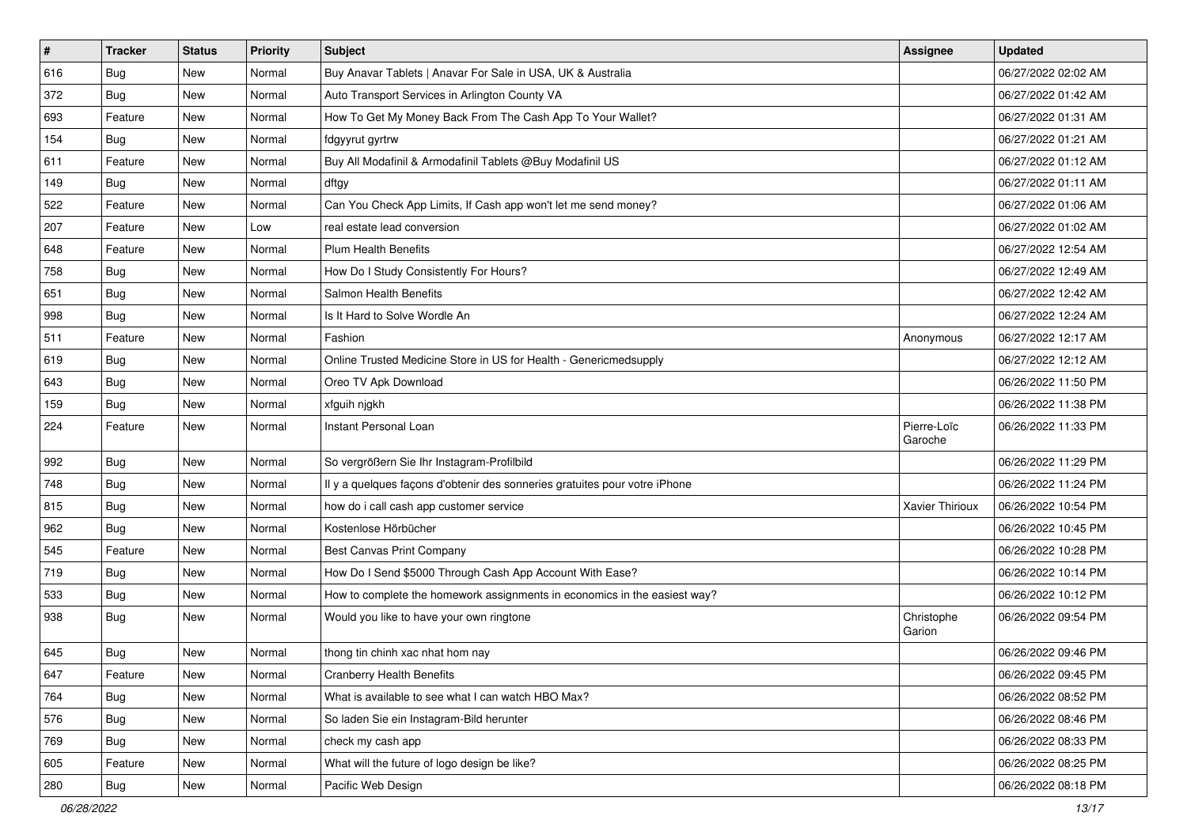| # | Tracker | Status | Priority | Subject | Assignee | Updated |
|---|---|---|---|---|---|---|
| 616 | Bug | New | Normal | Buy Anavar Tablets \| Anavar For Sale in USA, UK & Australia | | 06/27/2022 02:02 AM |
| 372 | Bug | New | Normal | Auto Transport Services in Arlington County VA | | 06/27/2022 01:42 AM |
| 693 | Feature | New | Normal | How To Get My Money Back From The Cash App To Your Wallet? | | 06/27/2022 01:31 AM |
| 154 | Bug | New | Normal | fdgyyrut gyrtrw | | 06/27/2022 01:21 AM |
| 611 | Feature | New | Normal | Buy All Modafinil & Armodafinil Tablets @Buy Modafinil US | | 06/27/2022 01:12 AM |
| 149 | Bug | New | Normal | dftgy | | 06/27/2022 01:11 AM |
| 522 | Feature | New | Normal | Can You Check App Limits, If Cash app won't let me send money? | | 06/27/2022 01:06 AM |
| 207 | Feature | New | Low | real estate lead conversion | | 06/27/2022 01:02 AM |
| 648 | Feature | New | Normal | Plum Health Benefits | | 06/27/2022 12:54 AM |
| 758 | Bug | New | Normal | How Do I Study Consistently For Hours? | | 06/27/2022 12:49 AM |
| 651 | Bug | New | Normal | Salmon Health Benefits | | 06/27/2022 12:42 AM |
| 998 | Bug | New | Normal | Is It Hard to Solve Wordle An | | 06/27/2022 12:24 AM |
| 511 | Feature | New | Normal | Fashion | Anonymous | 06/27/2022 12:17 AM |
| 619 | Bug | New | Normal | Online Trusted Medicine Store in US for Health - Genericmedsupply | | 06/27/2022 12:12 AM |
| 643 | Bug | New | Normal | Oreo TV Apk Download | | 06/26/2022 11:50 PM |
| 159 | Bug | New | Normal | xfguih njgkh | | 06/26/2022 11:38 PM |
| 224 | Feature | New | Normal | Instant Personal Loan | Pierre-Loïc Garoche | 06/26/2022 11:33 PM |
| 992 | Bug | New | Normal | So vergrößern Sie Ihr Instagram-Profilbild | | 06/26/2022 11:29 PM |
| 748 | Bug | New | Normal | Il y a quelques façons d'obtenir des sonneries gratuites pour votre iPhone | | 06/26/2022 11:24 PM |
| 815 | Bug | New | Normal | how do i call cash app customer service | Xavier Thirioux | 06/26/2022 10:54 PM |
| 962 | Bug | New | Normal | Kostenlose Hörbücher | | 06/26/2022 10:45 PM |
| 545 | Feature | New | Normal | Best Canvas Print Company | | 06/26/2022 10:28 PM |
| 719 | Bug | New | Normal | How Do I Send $5000 Through Cash App Account With Ease? | | 06/26/2022 10:14 PM |
| 533 | Bug | New | Normal | How to complete the homework assignments in economics in the easiest way? | | 06/26/2022 10:12 PM |
| 938 | Bug | New | Normal | Would you like to have your own ringtone | Christophe Garion | 06/26/2022 09:54 PM |
| 645 | Bug | New | Normal | thong tin chinh xac nhat hom nay | | 06/26/2022 09:46 PM |
| 647 | Feature | New | Normal | Cranberry Health Benefits | | 06/26/2022 09:45 PM |
| 764 | Bug | New | Normal | What is available to see what I can watch HBO Max? | | 06/26/2022 08:52 PM |
| 576 | Bug | New | Normal | So laden Sie ein Instagram-Bild herunter | | 06/26/2022 08:46 PM |
| 769 | Bug | New | Normal | check my cash app | | 06/26/2022 08:33 PM |
| 605 | Feature | New | Normal | What will the future of logo design be like? | | 06/26/2022 08:25 PM |
| 280 | Bug | New | Normal | Pacific Web Design | | 06/26/2022 08:18 PM |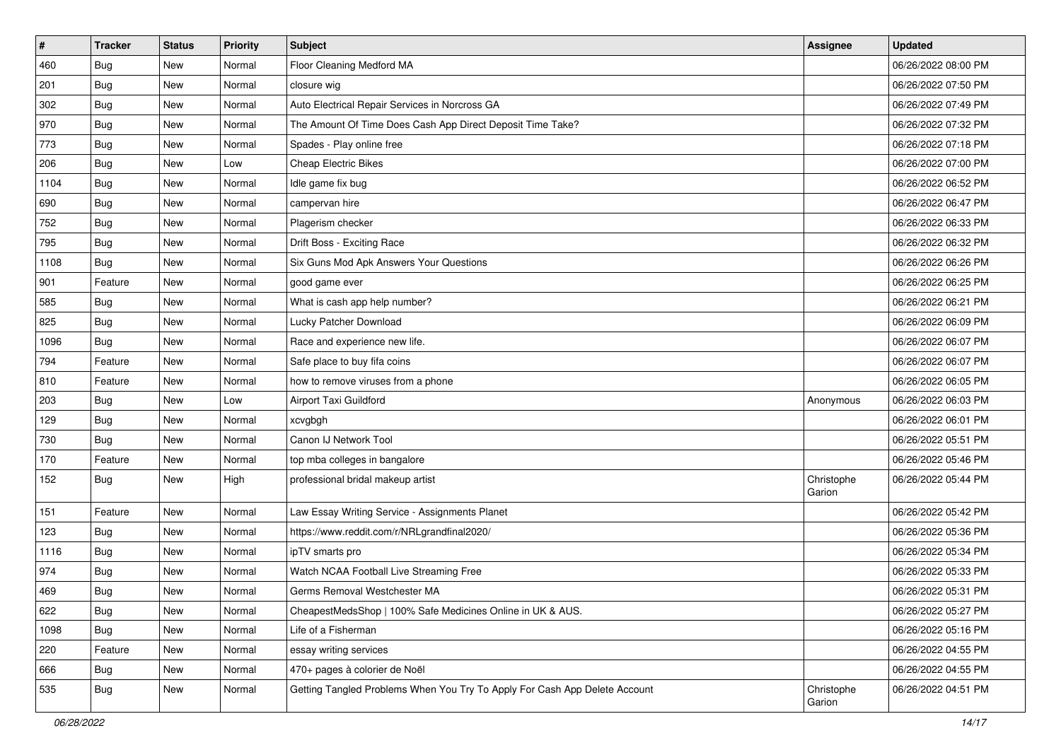| # | Tracker | Status | Priority | Subject | Assignee | Updated |
|---|---|---|---|---|---|---|
| 460 | Bug | New | Normal | Floor Cleaning Medford MA | | 06/26/2022 08:00 PM |
| 201 | Bug | New | Normal | closure wig | | 06/26/2022 07:50 PM |
| 302 | Bug | New | Normal | Auto Electrical Repair Services in Norcross GA | | 06/26/2022 07:49 PM |
| 970 | Bug | New | Normal | The Amount Of Time Does Cash App Direct Deposit Time Take? | | 06/26/2022 07:32 PM |
| 773 | Bug | New | Normal | Spades - Play online free | | 06/26/2022 07:18 PM |
| 206 | Bug | New | Low | Cheap Electric Bikes | | 06/26/2022 07:00 PM |
| 1104 | Bug | New | Normal | Idle game fix bug | | 06/26/2022 06:52 PM |
| 690 | Bug | New | Normal | campervan hire | | 06/26/2022 06:47 PM |
| 752 | Bug | New | Normal | Plagerism checker | | 06/26/2022 06:33 PM |
| 795 | Bug | New | Normal | Drift Boss - Exciting Race | | 06/26/2022 06:32 PM |
| 1108 | Bug | New | Normal | Six Guns Mod Apk Answers Your Questions | | 06/26/2022 06:26 PM |
| 901 | Feature | New | Normal | good game ever | | 06/26/2022 06:25 PM |
| 585 | Bug | New | Normal | What is cash app help number? | | 06/26/2022 06:21 PM |
| 825 | Bug | New | Normal | Lucky Patcher Download | | 06/26/2022 06:09 PM |
| 1096 | Bug | New | Normal | Race and experience new life. | | 06/26/2022 06:07 PM |
| 794 | Feature | New | Normal | Safe place to buy fifa coins | | 06/26/2022 06:07 PM |
| 810 | Feature | New | Normal | how to remove viruses from a phone | | 06/26/2022 06:05 PM |
| 203 | Bug | New | Low | Airport Taxi Guildford | Anonymous | 06/26/2022 06:03 PM |
| 129 | Bug | New | Normal | xcvgbgh | | 06/26/2022 06:01 PM |
| 730 | Bug | New | Normal | Canon IJ Network Tool | | 06/26/2022 05:51 PM |
| 170 | Feature | New | Normal | top mba colleges in bangalore | | 06/26/2022 05:46 PM |
| 152 | Bug | New | High | professional bridal makeup artist | Christophe Garion | 06/26/2022 05:44 PM |
| 151 | Feature | New | Normal | Law Essay Writing Service - Assignments Planet | | 06/26/2022 05:42 PM |
| 123 | Bug | New | Normal | https://www.reddit.com/r/NRLgrandfinal2020/ | | 06/26/2022 05:36 PM |
| 1116 | Bug | New | Normal | ipTV smarts pro | | 06/26/2022 05:34 PM |
| 974 | Bug | New | Normal | Watch NCAA Football Live Streaming Free | | 06/26/2022 05:33 PM |
| 469 | Bug | New | Normal | Germs Removal Westchester MA | | 06/26/2022 05:31 PM |
| 622 | Bug | New | Normal | CheapestMedsShop \| 100% Safe Medicines Online in UK & AUS. | | 06/26/2022 05:27 PM |
| 1098 | Bug | New | Normal | Life of a Fisherman | | 06/26/2022 05:16 PM |
| 220 | Feature | New | Normal | essay writing services | | 06/26/2022 04:55 PM |
| 666 | Bug | New | Normal | 470+ pages à colorier de Noël | | 06/26/2022 04:55 PM |
| 535 | Bug | New | Normal | Getting Tangled Problems When You Try To Apply For Cash App Delete Account | Christophe Garion | 06/26/2022 04:51 PM |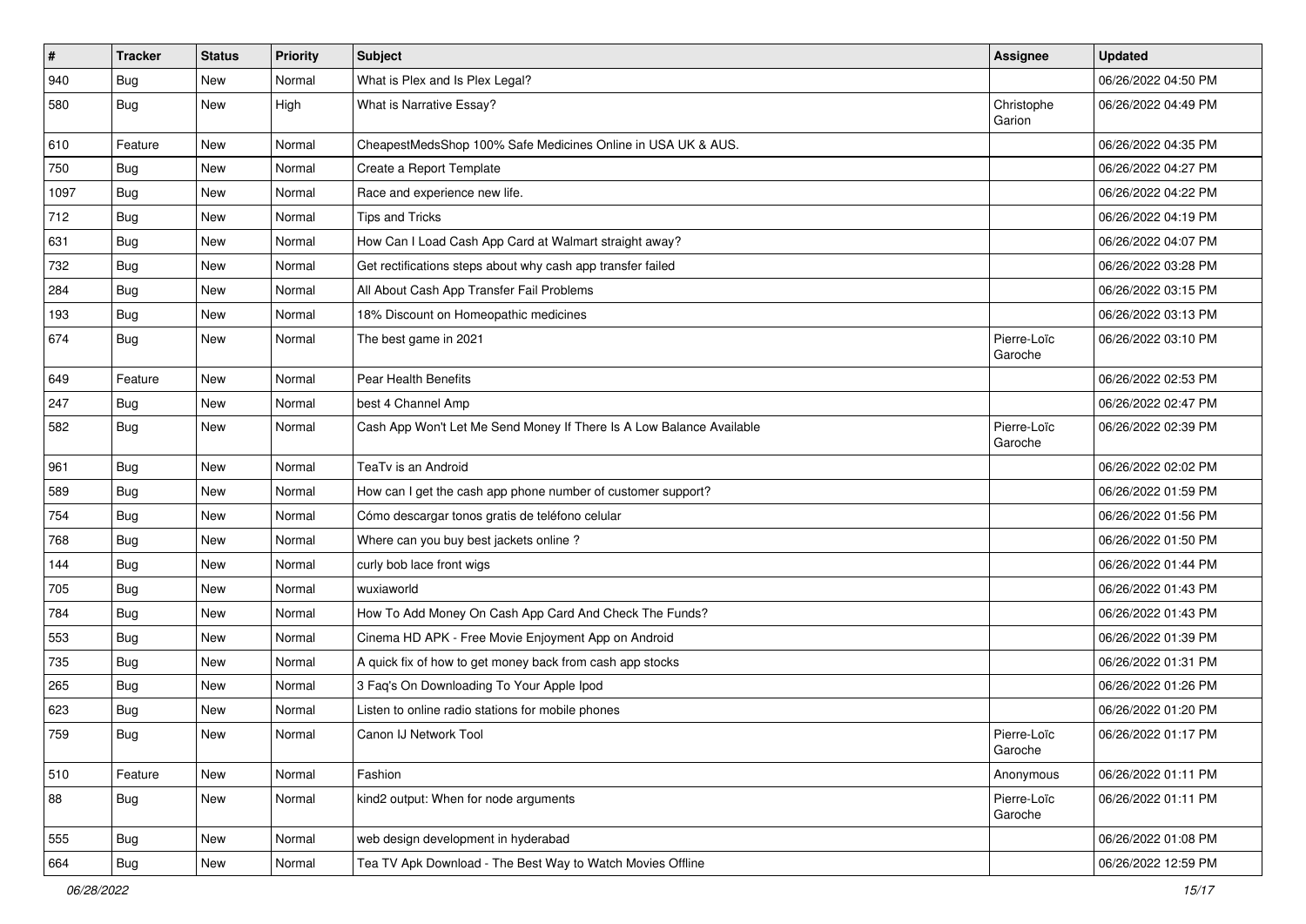| # | Tracker | Status | Priority | Subject | Assignee | Updated |
| --- | --- | --- | --- | --- | --- | --- |
| 940 | Bug | New | Normal | What is Plex and Is Plex Legal? | | 06/26/2022 04:50 PM |
| 580 | Bug | New | High | What is Narrative Essay? | Christophe Garion | 06/26/2022 04:49 PM |
| 610 | Feature | New | Normal | CheapestMedsShop 100% Safe Medicines Online in USA UK & AUS. | | 06/26/2022 04:35 PM |
| 750 | Bug | New | Normal | Create a Report Template | | 06/26/2022 04:27 PM |
| 1097 | Bug | New | Normal | Race and experience new life. | | 06/26/2022 04:22 PM |
| 712 | Bug | New | Normal | Tips and Tricks | | 06/26/2022 04:19 PM |
| 631 | Bug | New | Normal | How Can I Load Cash App Card at Walmart straight away? | | 06/26/2022 04:07 PM |
| 732 | Bug | New | Normal | Get rectifications steps about why cash app transfer failed | | 06/26/2022 03:28 PM |
| 284 | Bug | New | Normal | All About Cash App Transfer Fail Problems | | 06/26/2022 03:15 PM |
| 193 | Bug | New | Normal | 18% Discount on Homeopathic medicines | | 06/26/2022 03:13 PM |
| 674 | Bug | New | Normal | The best game in 2021 | Pierre-Loïc Garoche | 06/26/2022 03:10 PM |
| 649 | Feature | New | Normal | Pear Health Benefits | | 06/26/2022 02:53 PM |
| 247 | Bug | New | Normal | best 4 Channel Amp | | 06/26/2022 02:47 PM |
| 582 | Bug | New | Normal | Cash App Won't Let Me Send Money If There Is A Low Balance Available | Pierre-Loïc Garoche | 06/26/2022 02:39 PM |
| 961 | Bug | New | Normal | TeaTv is an Android | | 06/26/2022 02:02 PM |
| 589 | Bug | New | Normal | How can I get the cash app phone number of customer support? | | 06/26/2022 01:59 PM |
| 754 | Bug | New | Normal | Cómo descargar tonos gratis de teléfono celular | | 06/26/2022 01:56 PM |
| 768 | Bug | New | Normal | Where can you buy best jackets online ? | | 06/26/2022 01:50 PM |
| 144 | Bug | New | Normal | curly bob lace front wigs | | 06/26/2022 01:44 PM |
| 705 | Bug | New | Normal | wuxiaworld | | 06/26/2022 01:43 PM |
| 784 | Bug | New | Normal | How To Add Money On Cash App Card And Check The Funds? | | 06/26/2022 01:43 PM |
| 553 | Bug | New | Normal | Cinema HD APK - Free Movie Enjoyment App on Android | | 06/26/2022 01:39 PM |
| 735 | Bug | New | Normal | A quick fix of how to get money back from cash app stocks | | 06/26/2022 01:31 PM |
| 265 | Bug | New | Normal | 3 Faq's On Downloading To Your Apple Ipod | | 06/26/2022 01:26 PM |
| 623 | Bug | New | Normal | Listen to online radio stations for mobile phones | | 06/26/2022 01:20 PM |
| 759 | Bug | New | Normal | Canon IJ Network Tool | Pierre-Loïc Garoche | 06/26/2022 01:17 PM |
| 510 | Feature | New | Normal | Fashion | Anonymous | 06/26/2022 01:11 PM |
| 88 | Bug | New | Normal | kind2 output: When for node arguments | Pierre-Loïc Garoche | 06/26/2022 01:11 PM |
| 555 | Bug | New | Normal | web design development in hyderabad | | 06/26/2022 01:08 PM |
| 664 | Bug | New | Normal | Tea TV Apk Download - The Best Way to Watch Movies Offline | | 06/26/2022 12:59 PM |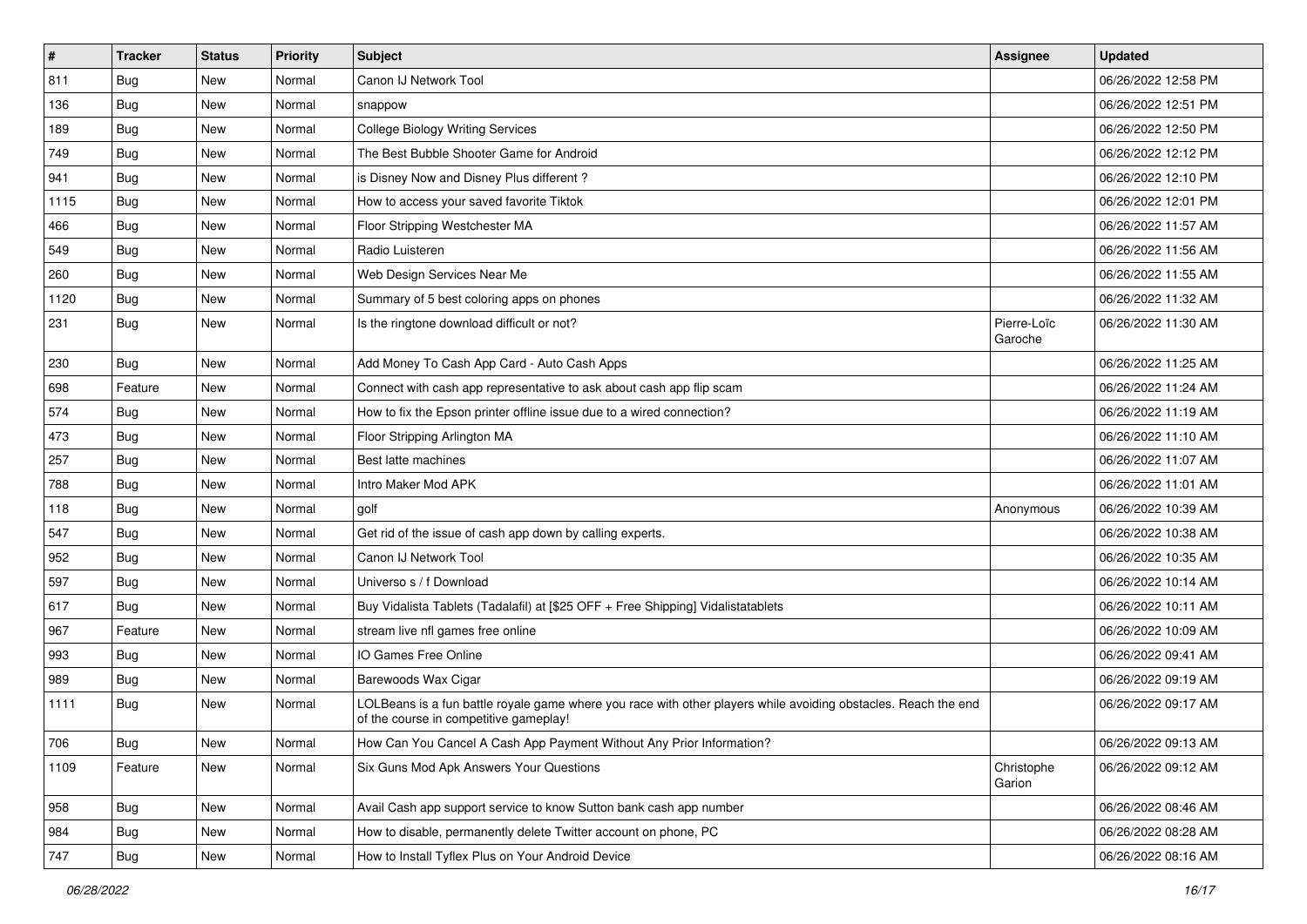| # | Tracker | Status | Priority | Subject | Assignee | Updated |
|---|---|---|---|---|---|---|
| 811 | Bug | New | Normal | Canon IJ Network Tool | | 06/26/2022 12:58 PM |
| 136 | Bug | New | Normal | snappow | | 06/26/2022 12:51 PM |
| 189 | Bug | New | Normal | College Biology Writing Services | | 06/26/2022 12:50 PM |
| 749 | Bug | New | Normal | The Best Bubble Shooter Game for Android | | 06/26/2022 12:12 PM |
| 941 | Bug | New | Normal | is Disney Now and Disney Plus different ? | | 06/26/2022 12:10 PM |
| 1115 | Bug | New | Normal | How to access your saved favorite Tiktok | | 06/26/2022 12:01 PM |
| 466 | Bug | New | Normal | Floor Stripping Westchester MA | | 06/26/2022 11:57 AM |
| 549 | Bug | New | Normal | Radio Luisteren | | 06/26/2022 11:56 AM |
| 260 | Bug | New | Normal | Web Design Services Near Me | | 06/26/2022 11:55 AM |
| 1120 | Bug | New | Normal | Summary of 5 best coloring apps on phones | | 06/26/2022 11:32 AM |
| 231 | Bug | New | Normal | Is the ringtone download difficult or not? | Pierre-Loïc Garoche | 06/26/2022 11:30 AM |
| 230 | Bug | New | Normal | Add Money To Cash App Card - Auto Cash Apps | | 06/26/2022 11:25 AM |
| 698 | Feature | New | Normal | Connect with cash app representative to ask about cash app flip scam | | 06/26/2022 11:24 AM |
| 574 | Bug | New | Normal | How to fix the Epson printer offline issue due to a wired connection? | | 06/26/2022 11:19 AM |
| 473 | Bug | New | Normal | Floor Stripping Arlington MA | | 06/26/2022 11:10 AM |
| 257 | Bug | New | Normal | Best latte machines | | 06/26/2022 11:07 AM |
| 788 | Bug | New | Normal | Intro Maker Mod APK | | 06/26/2022 11:01 AM |
| 118 | Bug | New | Normal | golf | Anonymous | 06/26/2022 10:39 AM |
| 547 | Bug | New | Normal | Get rid of the issue of cash app down by calling experts. | | 06/26/2022 10:38 AM |
| 952 | Bug | New | Normal | Canon IJ Network Tool | | 06/26/2022 10:35 AM |
| 597 | Bug | New | Normal | Universo s / f Download | | 06/26/2022 10:14 AM |
| 617 | Bug | New | Normal | Buy Vidalista Tablets (Tadalafil) at [$25 OFF + Free Shipping] Vidalistatablets | | 06/26/2022 10:11 AM |
| 967 | Feature | New | Normal | stream live nfl games free online | | 06/26/2022 10:09 AM |
| 993 | Bug | New | Normal | IO Games Free Online | | 06/26/2022 09:41 AM |
| 989 | Bug | New | Normal | Barewoods Wax Cigar | | 06/26/2022 09:19 AM |
| 1111 | Bug | New | Normal | LOLBeans is a fun battle royale game where you race with other players while avoiding obstacles. Reach the end of the course in competitive gameplay! | | 06/26/2022 09:17 AM |
| 706 | Bug | New | Normal | How Can You Cancel A Cash App Payment Without Any Prior Information? | | 06/26/2022 09:13 AM |
| 1109 | Feature | New | Normal | Six Guns Mod Apk Answers Your Questions | Christophe Garion | 06/26/2022 09:12 AM |
| 958 | Bug | New | Normal | Avail Cash app support service to know Sutton bank cash app number | | 06/26/2022 08:46 AM |
| 984 | Bug | New | Normal | How to disable, permanently delete Twitter account on phone, PC | | 06/26/2022 08:28 AM |
| 747 | Bug | New | Normal | How to Install Tyflex Plus on Your Android Device | | 06/26/2022 08:16 AM |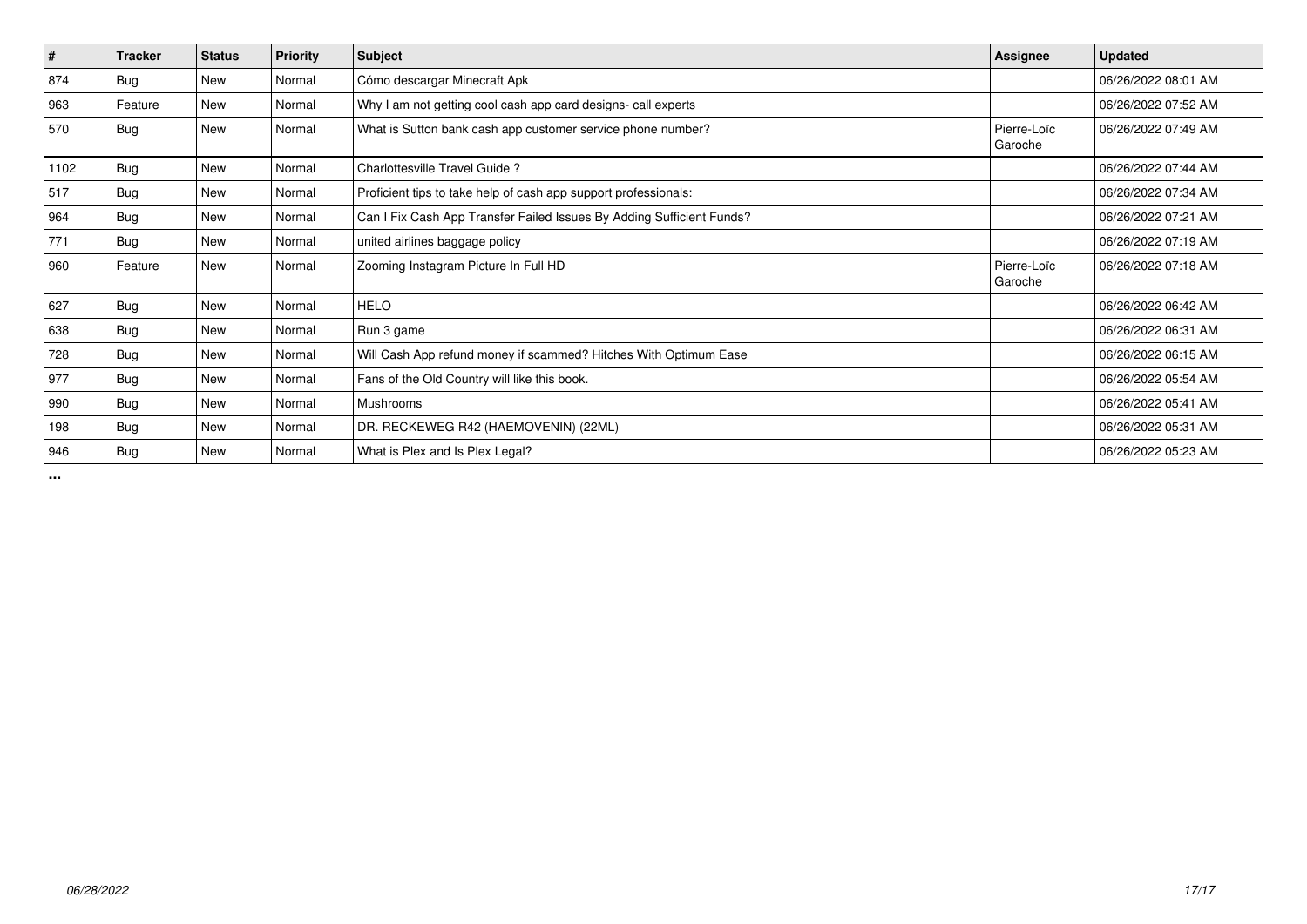| # | Tracker | Status | Priority | Subject | Assignee | Updated |
|---|---|---|---|---|---|---|
| 874 | Bug | New | Normal | Cómo descargar Minecraft Apk | | 06/26/2022 08:01 AM |
| 963 | Feature | New | Normal | Why I am not getting cool cash app card designs- call experts | | 06/26/2022 07:52 AM |
| 570 | Bug | New | Normal | What is Sutton bank cash app customer service phone number? | Pierre-Loïc Garoche | 06/26/2022 07:49 AM |
| 1102 | Bug | New | Normal | Charlottesville Travel Guide ? | | 06/26/2022 07:44 AM |
| 517 | Bug | New | Normal | Proficient tips to take help of cash app support professionals: | | 06/26/2022 07:34 AM |
| 964 | Bug | New | Normal | Can I Fix Cash App Transfer Failed Issues By Adding Sufficient Funds? | | 06/26/2022 07:21 AM |
| 771 | Bug | New | Normal | united airlines baggage policy | | 06/26/2022 07:19 AM |
| 960 | Feature | New | Normal | Zooming Instagram Picture In Full HD | Pierre-Loïc Garoche | 06/26/2022 07:18 AM |
| 627 | Bug | New | Normal | HELO | | 06/26/2022 06:42 AM |
| 638 | Bug | New | Normal | Run 3 game | | 06/26/2022 06:31 AM |
| 728 | Bug | New | Normal | Will Cash App refund money if scammed? Hitches With Optimum Ease | | 06/26/2022 06:15 AM |
| 977 | Bug | New | Normal | Fans of the Old Country will like this book. | | 06/26/2022 05:54 AM |
| 990 | Bug | New | Normal | Mushrooms | | 06/26/2022 05:41 AM |
| 198 | Bug | New | Normal | DR. RECKEWEG R42 (HAEMOVENIN) (22ML) | | 06/26/2022 05:31 AM |
| 946 | Bug | New | Normal | What is Plex and Is Plex Legal? | | 06/26/2022 05:23 AM |

...